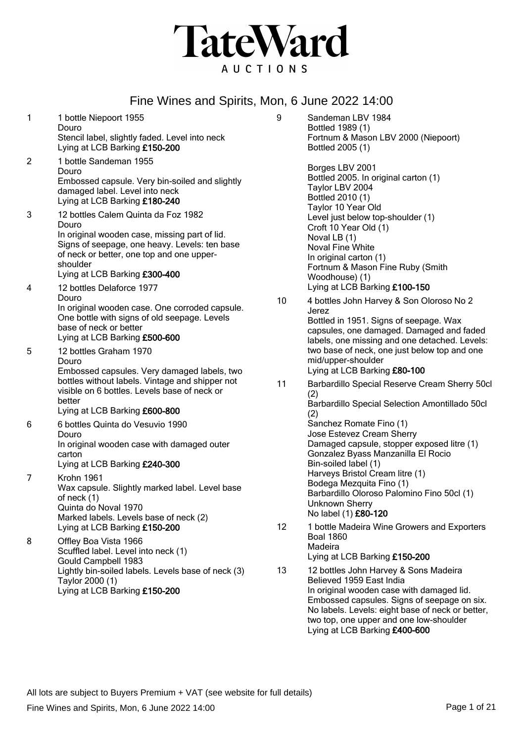# TateWard AUCTIONS

## Fine Wines and Spirits, Mon, 6 June 2022 14:00

**1** 1 bottle Niepoort 1955
Douro
Stencil label, slightly faded. Level into neck
Lying at LCB Barking **£150-200**

**2** 1 bottle Sandeman 1955
Douro
Embossed capsule. Very bin-soiled and slightly damaged label. Level into neck
Lying at LCB Barking **£180-240**

**3** 12 bottles Calem Quinta da Foz 1982
Douro
In original wooden case, missing part of lid. Signs of seepage, one heavy. Levels: ten base of neck or better, one top and one upper-shoulder
Lying at LCB Barking **£300-400**

**4** 12 bottles Delaforce 1977
Douro
In original wooden case. One corroded capsule. One bottle with signs of old seepage. Levels base of neck or better
Lying at LCB Barking **£500-600**

**5** 12 bottles Graham 1970
Douro
Embossed capsules. Very damaged labels, two bottles without labels. Vintage and shipper not visible on 6 bottles. Levels base of neck or better
Lying at LCB Barking **£600-800**

**6** 6 bottles Quinta do Vesuvio 1990
Douro
In original wooden case with damaged outer carton
Lying at LCB Barking **£240-300**

**7** Krohn 1961
Wax capsule. Slightly marked label. Level base of neck (1)
Quinta do Noval 1970
Marked labels. Levels base of neck (2)
Lying at LCB Barking **£150-200**

**8** Offley Boa Vista 1966
Scuffled label. Level into neck (1)
Gould Campbell 1983
Lightly bin-soiled labels. Levels base of neck (3)
Taylor 2000 (1)
Lying at LCB Barking **£150-200**

**9** Sandeman LBV 1984
Bottled 1989 (1)
Fortnum & Mason LBV 2000 (Niepoort)
Bottled 2005 (1)

Borges LBV 2001
Bottled 2005. In original carton (1)
Taylor LBV 2004
Bottled 2010 (1)
Taylor 10 Year Old
Level just below top-shoulder (1)
Croft 10 Year Old (1)
Noval LB (1)
Noval Fine White
In original carton (1)
Fortnum & Mason Fine Ruby (Smith Woodhouse) (1)
Lying at LCB Barking **£100-150**

**10** 4 bottles John Harvey & Son Oloroso No 2
Jerez
Bottled in 1951. Signs of seepage. Wax capsules, one damaged. Damaged and faded labels, one missing and one detached. Levels: two base of neck, one just below top and one mid/upper-shoulder
Lying at LCB Barking **£80-100**

**11** Barbardillo Special Reserve Cream Sherry 50cl (2)
Barbardillo Special Selection Amontillado 50cl (2)
Sanchez Romate Fino (1)
Jose Estevez Cream Sherry
Damaged capsule, stopper exposed litre (1)
Gonzalez Byass Manzanilla El Rocio
Bin-soiled label (1)
Harveys Bristol Cream litre (1)
Bodega Mezquita Fino (1)
Barbardillo Oloroso Palomino Fino 50cl (1)
Unknown Sherry
No label (1) **£80-120**

**12** 1 bottle Madeira Wine Growers and Exporters Boal 1860
Madeira
Lying at LCB Barking **£150-200**

**13** 12 bottles John Harvey & Sons Madeira
Believed 1959 East India
In original wooden case with damaged lid. Embossed capsules. Signs of seepage on six. No labels. Levels: eight base of neck or better, two top, one upper and one low-shoulder
Lying at LCB Barking **£400-600**

All lots are subject to Buyers Premium + VAT (see website for full details)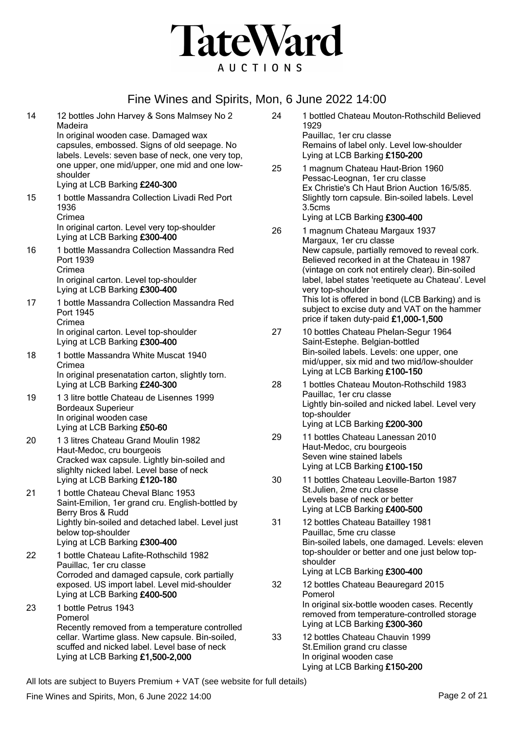# TateWard AUCTIONS

## Fine Wines and Spirits, Mon, 6 June 2022 14:00

**14** 12 bottles John Harvey & Sons Malmsey No 2 Madeira
In original wooden case. Damaged wax capsules, embossed. Signs of old seepage. No labels. Levels: seven base of neck, one very top, one upper, one mid/upper, one mid and one low-shoulder
Lying at LCB Barking **£240-300**

**15** 1 bottle Massandra Collection Livadi Red Port 1936
Crimea
In original carton. Level very top-shoulder
Lying at LCB Barking **£300-400**

**16** 1 bottle Massandra Collection Massandra Red Port 1939
Crimea
In original carton. Level top-shoulder
Lying at LCB Barking **£300-400**

**17** 1 bottle Massandra Collection Massandra Red Port 1945
Crimea
In original carton. Level top-shoulder
Lying at LCB Barking **£300-400**

**18** 1 bottle Massandra White Muscat 1940
Crimea
In original presenatation carton, slightly torn.
Lying at LCB Barking **£240-300**

**19** 1 3 litre bottle Chateau de Lisennes 1999
Bordeaux Superieur
In original wooden case
Lying at LCB Barking **£50-60**

**20** 1 3 litres Chateau Grand Moulin 1982
Haut-Medoc, cru bourgeois
Cracked wax capsule. Lightly bin-soiled and slighlty nicked label. Level base of neck
Lying at LCB Barking **£120-180**

**21** 1 bottle Chateau Cheval Blanc 1953
Saint-Emilion, 1er grand cru. English-bottled by Berry Bros & Rudd
Lightly bin-soiled and detached label. Level just below top-shoulder
Lying at LCB Barking **£300-400**

**22** 1 bottle Chateau Lafite-Rothschild 1982
Pauillac, 1er cru classe
Corroded and damaged capsule, cork partially exposed. US import label. Level mid-shoulder
Lying at LCB Barking **£400-500**

**23** 1 bottle Petrus 1943
Pomerol
Recently removed from a temperature controlled cellar. Wartime glass. New capsule. Bin-soiled, scuffed and nicked label. Level base of neck
Lying at LCB Barking **£1,500-2,000**

**24** 1 bottled Chateau Mouton-Rothschild Believed 1929
Pauillac, 1er cru classe
Remains of label only. Level low-shoulder
Lying at LCB Barking **£150-200**

**25** 1 magnum Chateau Haut-Brion 1960
Pessac-Leognan, 1er cru classe
Ex Christie's Ch Haut Brion Auction 16/5/85. Slightly torn capsule. Bin-soiled labels. Level 3.5cms
Lying at LCB Barking **£300-400**

**26** 1 magnum Chateau Margaux 1937
Margaux, 1er cru classe
New capsule, partially removed to reveal cork. Believed recorked in at the Chateau in 1987 (vintage on cork not entirely clear). Bin-soiled label, label states 'reetiquete au Chateau'. Level very top-shoulder
This lot is offered in bond (LCB Barking) and is subject to excise duty and VAT on the hammer price if taken duty-paid **£1,000-1,500**

**27** 10 bottles Chateau Phelan-Segur 1964
Saint-Estephe. Belgian-bottled
Bin-soiled labels. Levels: one upper, one mid/upper, six mid and two mid/low-shoulder
Lying at LCB Barking **£100-150**

**28** 1 bottles Chateau Mouton-Rothschild 1983
Pauillac, 1er cru classe
Lightly bin-soiled and nicked label. Level very top-shoulder
Lying at LCB Barking **£200-300**

**29** 11 bottles Chateau Lanessan 2010
Haut-Medoc, cru bourgeois
Seven wine stained labels
Lying at LCB Barking **£100-150**

**30** 11 bottles Chateau Leoville-Barton 1987
St.Julien, 2me cru classe
Levels base of neck or better
Lying at LCB Barking **£400-500**

**31** 12 bottles Chateau Batailley 1981
Pauillac, 5me cru classe
Bin-soiled labels, one damaged. Levels: eleven top-shoulder or better and one just below top-shoulder
Lying at LCB Barking **£300-400**

**32** 12 bottles Chateau Beauregard 2015
Pomerol
In original six-bottle wooden cases. Recently removed from temperature-controlled storage
Lying at LCB Barking **£300-360**

**33** 12 bottles Chateau Chauvin 1999
St.Emilion grand cru classe
In original wooden case
Lying at LCB Barking **£150-200**

All lots are subject to Buyers Premium + VAT (see website for full details)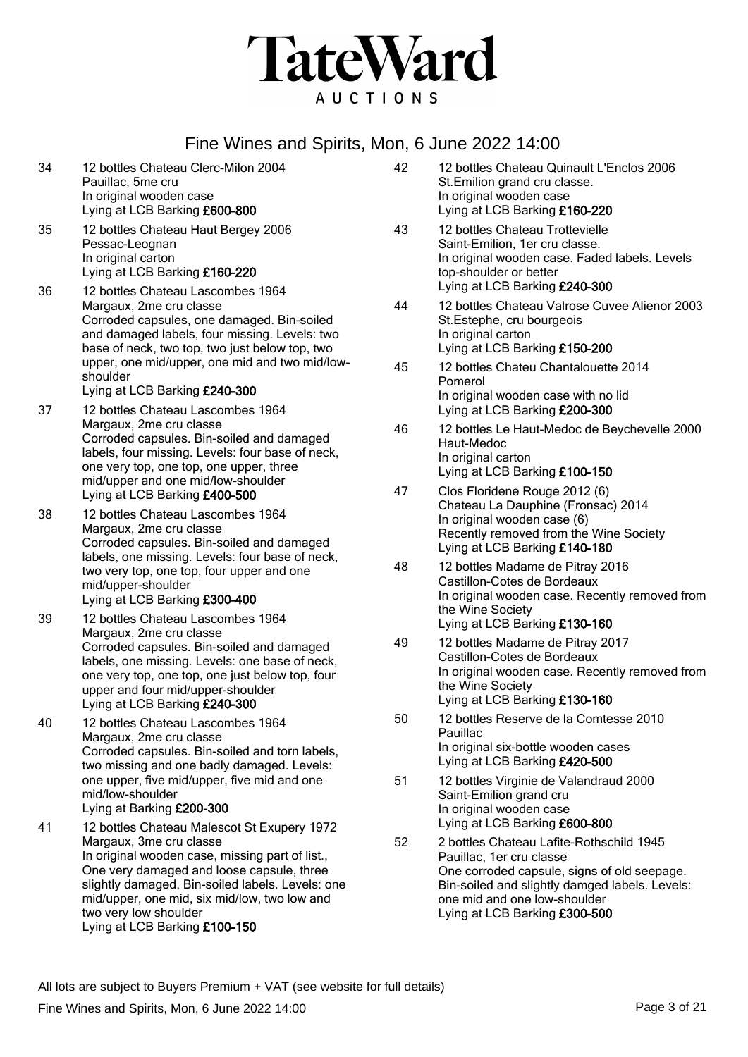# TateWard

AUCTIONS

## Fine Wines and Spirits, Mon, 6 June 2022 14:00

**34** 12 bottles Chateau Clerc-Milon 2004
Pauillac, 5me cru
In original wooden case
Lying at LCB Barking **£600-800**

**35** 12 bottles Chateau Haut Bergey 2006
Pessac-Leognan
In original carton
Lying at LCB Barking **£160-220**

**36** 12 bottles Chateau Lascombes 1964
Margaux, 2me cru classe
Corroded capsules, one damaged. Bin-soiled and damaged labels, four missing. Levels: two base of neck, two top, two just below top, two upper, one mid/upper, one mid and two mid/low-shoulder
Lying at LCB Barking **£240-300**

**37** 12 bottles Chateau Lascombes 1964
Margaux, 2me cru classe
Corroded capsules. Bin-soiled and damaged labels, four missing. Levels: four base of neck, one very top, one top, one upper, three mid/upper and one mid/low-shoulder
Lying at LCB Barking **£400-500**

**38** 12 bottles Chateau Lascombes 1964
Margaux, 2me cru classe
Corroded capsules. Bin-soiled and damaged labels, one missing. Levels: four base of neck, two very top, one top, four upper and one mid/upper-shoulder
Lying at LCB Barking **£300-400**

**39** 12 bottles Chateau Lascombes 1964
Margaux, 2me cru classe
Corroded capsules. Bin-soiled and damaged labels, one missing. Levels: one base of neck, one very top, one top, one just below top, four upper and four mid/upper-shoulder
Lying at LCB Barking **£240-300**

**40** 12 bottles Chateau Lascombes 1964
Margaux, 2me cru classe
Corroded capsules. Bin-soiled and torn labels, two missing and one badly damaged. Levels: one upper, five mid/upper, five mid and one mid/low-shoulder
Lying at Barking **£200-300**

**41** 12 bottles Chateau Malescot St Exupery 1972
Margaux, 3me cru classe
In original wooden case, missing part of list., One very damaged and loose capsule, three slightly damaged. Bin-soiled labels. Levels: one mid/upper, one mid, six mid/low, two low and two very low shoulder
Lying at LCB Barking **£100-150**

**42** 12 bottles Chateau Quinault L'Enclos 2006
St.Emilion grand cru classe.
In original wooden case
Lying at LCB Barking **£160-220**

**43** 12 bottles Chateau Trottevielle
Saint-Emilion, 1er cru classe.
In original wooden case. Faded labels. Levels top-shoulder or better
Lying at LCB Barking **£240-300**

**44** 12 bottles Chateau Valrose Cuvee Alienor 2003
St.Estephe, cru bourgeois
In original carton
Lying at LCB Barking **£150-200**

**45** 12 bottles Chateu Chantalouette 2014
Pomerol
In original wooden case with no lid
Lying at LCB Barking **£200-300**

**46** 12 bottles Le Haut-Medoc de Beychevelle 2000
Haut-Medoc
In original carton
Lying at LCB Barking **£100-150**

**47** Clos Floridene Rouge 2012 (6)
Chateau La Dauphine (Fronsac) 2014
In original wooden case (6)
Recently removed from the Wine Society
Lying at LCB Barking **£140-180**

**48** 12 bottles Madame de Pitray 2016
Castillon-Cotes de Bordeaux
In original wooden case. Recently removed from the Wine Society
Lying at LCB Barking **£130-160**

**49** 12 bottles Madame de Pitray 2017
Castillon-Cotes de Bordeaux
In original wooden case. Recently removed from the Wine Society
Lying at LCB Barking **£130-160**

**50** 12 bottles Reserve de la Comtesse 2010
Pauillac
In original six-bottle wooden cases
Lying at LCB Barking **£420-500**

**51** 12 bottles Virginie de Valandraud 2000
Saint-Emilion grand cru
In original wooden case
Lying at LCB Barking **£600-800**

**52** 2 bottles Chateau Lafite-Rothschild 1945
Pauillac, 1er cru classe
One corroded capsule, signs of old seepage. Bin-soiled and slightly damged labels. Levels: one mid and one low-shoulder
Lying at LCB Barking **£300-500**

All lots are subject to Buyers Premium + VAT (see website for full details)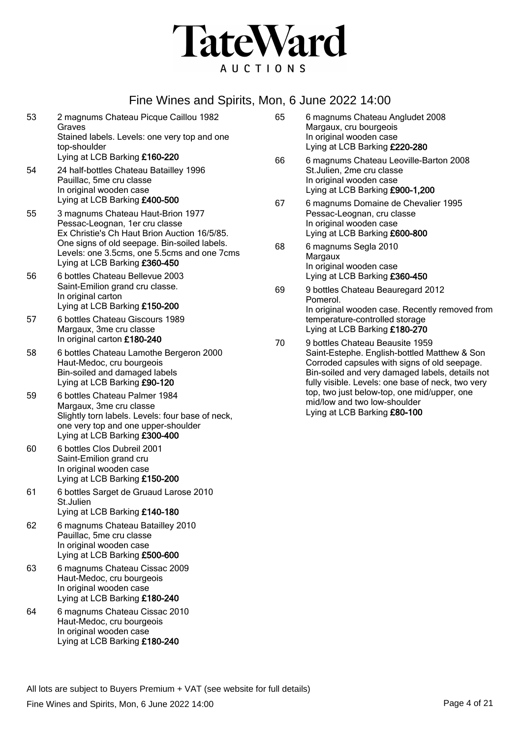# TateWard

AUCTIONS

## Fine Wines and Spirits, Mon, 6 June 2022 14:00

53 2 magnums Chateau Picque Caillou 1982
Graves
Stained labels. Levels: one very top and one top-shoulder
Lying at LCB Barking **£160-220**

54 24 half-bottles Chateau Batailley 1996
Pauillac, 5me cru classe
In original wooden case
Lying at LCB Barking **£400-500**

55 3 magnums Chateau Haut-Brion 1977
Pessac-Leognan, 1er cru classe
Ex Christie's Ch Haut Brion Auction 16/5/85.
One signs of old seepage. Bin-soiled labels.
Levels: one 3.5cms, one 5.5cms and one 7cms
Lying at LCB Barking **£360-450**

56 6 bottles Chateau Bellevue 2003
Saint-Emilion grand cru classe.
In original carton
Lying at LCB Barking **£150-200**

57 6 bottles Chateau Giscours 1989
Margaux, 3me cru classe
In original carton **£180-240**

58 6 bottles Chateau Lamothe Bergeron 2000
Haut-Medoc, cru bourgeois
Bin-soiled and damaged labels
Lying at LCB Barking **£90-120**

59 6 bottles Chateau Palmer 1984
Margaux, 3me cru classe
Slightly torn labels. Levels: four base of neck, one very top and one upper-shoulder
Lying at LCB Barking **£300-400**

60 6 bottles Clos Dubreil 2001
Saint-Emilion grand cru
In original wooden case
Lying at LCB Barking **£150-200**

61 6 bottles Sarget de Gruaud Larose 2010
St.Julien
Lying at LCB Barking **£140-180**

62 6 magnums Chateau Batailley 2010
Pauillac, 5me cru classe
In original wooden case
Lying at LCB Barking **£500-600**

63 6 magnums Chateau Cissac 2009
Haut-Medoc, cru bourgeois
In original wooden case
Lying at LCB Barking **£180-240**

64 6 magnums Chateau Cissac 2010
Haut-Medoc, cru bourgeois
In original wooden case
Lying at LCB Barking **£180-240**

65 6 magnums Chateau Angludet 2008
Margaux, cru bourgeois
In original wooden case
Lying at LCB Barking **£220-280**

66 6 magnums Chateau Leoville-Barton 2008
St.Julien, 2me cru classe
In original wooden case
Lying at LCB Barking **£900-1,200**

67 6 magnums Domaine de Chevalier 1995
Pessac-Leognan, cru classe
In original wooden case
Lying at LCB Barking **£600-800**

68 6 magnums Segla 2010
Margaux
In original wooden case
Lying at LCB Barking **£360-450**

69 9 bottles Chateau Beauregard 2012
Pomerol.
In original wooden case. Recently removed from temperature-controlled storage
Lying at LCB Barking **£180-270**

70 9 bottles Chateau Beausite 1959
Saint-Estephe. English-bottled Matthew & Son
Corroded capsules with signs of old seepage.
Bin-soiled and very damaged labels, details not fully visible. Levels: one base of neck, two very top, two just below-top, one mid/upper, one mid/low and two low-shoulder
Lying at LCB Barking **£80-100**

All lots are subject to Buyers Premium + VAT (see website for full details)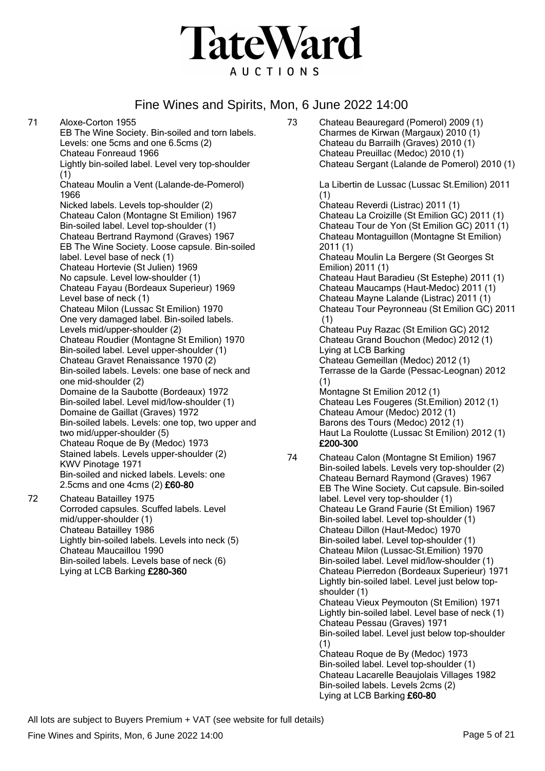71 Aloxe-Corton 1955
EB The Wine Society. Bin-soiled and torn labels. Levels: one 5cms and one 6.5cms (2)
Chateau Fonreaud 1966
Lightly bin-soiled label. Level very top-shoulder (1)
Chateau Moulin a Vent (Lalande-de-Pomerol) 1966
Nicked labels. Levels top-shoulder (2)
Chateau Calon (Montagne St Emilion) 1967
Bin-soiled label. Level top-shoulder (1)
Chateau Bertrand Raymond (Graves) 1967
EB The Wine Society. Loose capsule. Bin-soiled label. Level base of neck (1)
Chateau Hortevie (St Julien) 1969
No capsule. Level low-shoulder (1)
Chateau Fayau (Bordeaux Superieur) 1969
Level base of neck (1)
Chateau Milon (Lussac St Emilion) 1970
One very damaged label. Bin-soiled labels. Levels mid/upper-shoulder (2)
Chateau Roudier (Montagne St Emilion) 1970
Bin-soiled label. Level upper-shoulder (1)
Chateau Gravet Renaissance 1970 (2)
Bin-soiled labels. Levels: one base of neck and one mid-shoulder (2)
Domaine de la Saubotte (Bordeaux) 1972
Bin-soiled label. Level mid/low-shoulder (1)
Domaine de Gaillat (Graves) 1972
Bin-soiled labels. Levels: one top, two upper and two mid/upper-shoulder (5)
Chateau Roque de By (Medoc) 1973
Stained labels. Levels upper-shoulder (2)
KWV Pinotage 1971
Bin-soiled and nicked labels. Levels: one 2.5cms and one 4cms (2) **£60-80**

72 Chateau Batailley 1975
Corroded capsules. Scuffed labels. Level mid/upper-shoulder (1)
Chateau Batailley 1986
Lightly bin-soiled labels. Levels into neck (5)
Chateau Maucaillou 1990
Bin-soiled labels. Levels base of neck (6)
Lying at LCB Barking **£280-360**

73 Chateau Beauregard (Pomerol) 2009 (1)
Charmes de Kirwan (Margaux) 2010 (1)
Chateau du Barrailh (Graves) 2010 (1)
Chateau Preuillac (Medoc) 2010 (1)
Chateau Sergant (Lalande de Pomerol) 2010 (1)
La Libertin de Lussac (Lussac St.Emilion) 2011 (1)
Chateau Reverdi (Listrac) 2011 (1)
Chateau La Croizille (St Emilion GC) 2011 (1)
Chateau Tour de Yon (St Emilion GC) 2011 (1)
Chateau Montaguillon (Montagne St Emilion) 2011 (1)
Chateau Moulin La Bergere (St Georges St Emilion) 2011 (1)
Chateau Haut Baradieu (St Estephe) 2011 (1)
Chateau Maucamps (Haut-Medoc) 2011 (1)
Chateau Mayne Lalande (Listrac) 2011 (1)
Chateau Tour Peyronneau (St Emilion GC) 2011 (1)
Chateau Puy Razac (St Emilion GC) 2012
Chateau Grand Bouchon (Medoc) 2012 (1)
Lying at LCB Barking
Chateau Gemeillan (Medoc) 2012 (1)
Terrasse de la Garde (Pessac-Leognan) 2012 (1)
Montagne St Emilion 2012 (1)
Chateau Les Fougeres (St.Emilion) 2012 (1)
Chateau Amour (Medoc) 2012 (1)
Barons des Tours (Medoc) 2012 (1)
Haut La Roulotte (Lussac St Emilion) 2012 (1)
**£200-300**

74 Chateau Calon (Montagne St Emilion) 1967
Bin-soiled labels. Levels very top-shoulder (2)
Chateau Bernard Raymond (Graves) 1967
EB The Wine Society. Cut capsule. Bin-soiled label. Level very top-shoulder (1)
Chateau Le Grand Faurie (St Emilion) 1967
Bin-soiled label. Level top-shoulder (1)
Chateau Dillon (Haut-Medoc) 1970
Bin-soiled label. Level top-shoulder (1)
Chateau Milon (Lussac-St.Emilion) 1970
Bin-soiled label. Level mid/low-shoulder (1)
Chateau Pierredon (Bordeaux Superieur) 1971
Lightly bin-soiled label. Level just below top-shoulder (1)
Chateau Vieux Peymouton (St Emilion) 1971
Lightly bin-soiled label. Level base of neck (1)
Chateau Pessau (Graves) 1971
Bin-soiled label. Level just below top-shoulder (1)
Chateau Roque de By (Medoc) 1973
Bin-soiled label. Level top-shoulder (1)
Chateau Lacarelle Beaujolais Villages 1982
Bin-soiled labels. Levels 2cms (2)
Lying at LCB Barking **£60-80**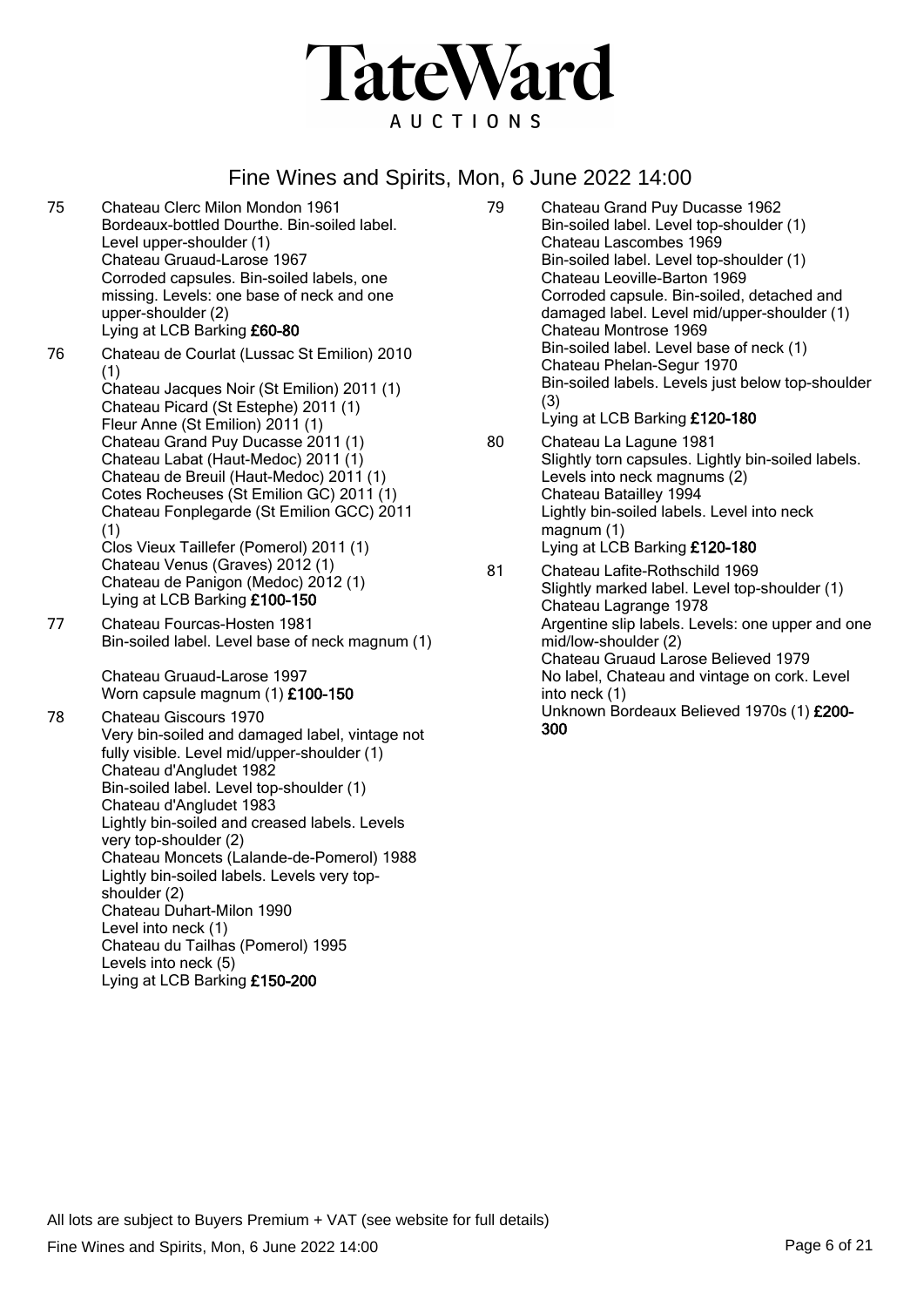# TateWard

AUCTIONS

## Fine Wines and Spirits, Mon, 6 June 2022 14:00

**75** Chateau Clerc Milon Mondon 1961
Bordeaux-bottled Dourthe. Bin-soiled label. Level upper-shoulder (1)
Chateau Gruaud-Larose 1967
Corroded capsules. Bin-soiled labels, one missing. Levels: one base of neck and one upper-shoulder (2)
Lying at LCB Barking **£60-80**

**76** Chateau de Courlat (Lussac St Emilion) 2010 (1)
Chateau Jacques Noir (St Emilion) 2011 (1)
Chateau Picard (St Estephe) 2011 (1)
Fleur Anne (St Emilion) 2011 (1)
Chateau Grand Puy Ducasse 2011 (1)
Chateau Labat (Haut-Medoc) 2011 (1)
Chateau de Breuil (Haut-Medoc) 2011 (1)
Cotes Rocheuses (St Emilion GC) 2011 (1)
Chateau Fonplegarde (St Emilion GCC) 2011 (1)
Clos Vieux Taillefer (Pomerol) 2011 (1)
Chateau Venus (Graves) 2012 (1)
Chateau de Panigon (Medoc) 2012 (1)
Lying at LCB Barking **£100-150**

**77** Chateau Fourcas-Hosten 1981
Bin-soiled label. Level base of neck magnum (1)

Chateau Gruaud-Larose 1997
Worn capsule magnum (1) **£100-150**

**78** Chateau Giscours 1970
Very bin-soiled and damaged label, vintage not fully visible. Level mid/upper-shoulder (1)
Chateau d'Angludet 1982
Bin-soiled label. Level top-shoulder (1)
Chateau d'Angludet 1983
Lightly bin-soiled and creased labels. Levels very top-shoulder (2)
Chateau Moncets (Lalande-de-Pomerol) 1988
Lightly bin-soiled labels. Levels very top-shoulder (2)
Chateau Duhart-Milon 1990
Level into neck (1)
Chateau du Tailhas (Pomerol) 1995
Levels into neck (5)
Lying at LCB Barking **£150-200**

**79** Chateau Grand Puy Ducasse 1962
Bin-soiled label. Level top-shoulder (1)
Chateau Lascombes 1969
Bin-soiled label. Level top-shoulder (1)
Chateau Leoville-Barton 1969
Corroded capsule. Bin-soiled, detached and damaged label. Level mid/upper-shoulder (1)
Chateau Montrose 1969
Bin-soiled label. Level base of neck (1)
Chateau Phelan-Segur 1970
Bin-soiled labels. Levels just below top-shoulder (3)
Lying at LCB Barking **£120-180**

**80** Chateau La Lagune 1981
Slightly torn capsules. Lightly bin-soiled labels. Levels into neck magnums (2)
Chateau Batailley 1994
Lightly bin-soiled labels. Level into neck magnum (1)
Lying at LCB Barking **£120-180**

**81** Chateau Lafite-Rothschild 1969
Slightly marked label. Level top-shoulder (1)
Chateau Lagrange 1978
Argentine slip labels. Levels: one upper and one mid/low-shoulder (2)
Chateau Gruaud Larose Believed 1979
No label, Chateau and vintage on cork. Level into neck (1)
Unknown Bordeaux Believed 1970s (1) **£200-300**

All lots are subject to Buyers Premium + VAT (see website for full details)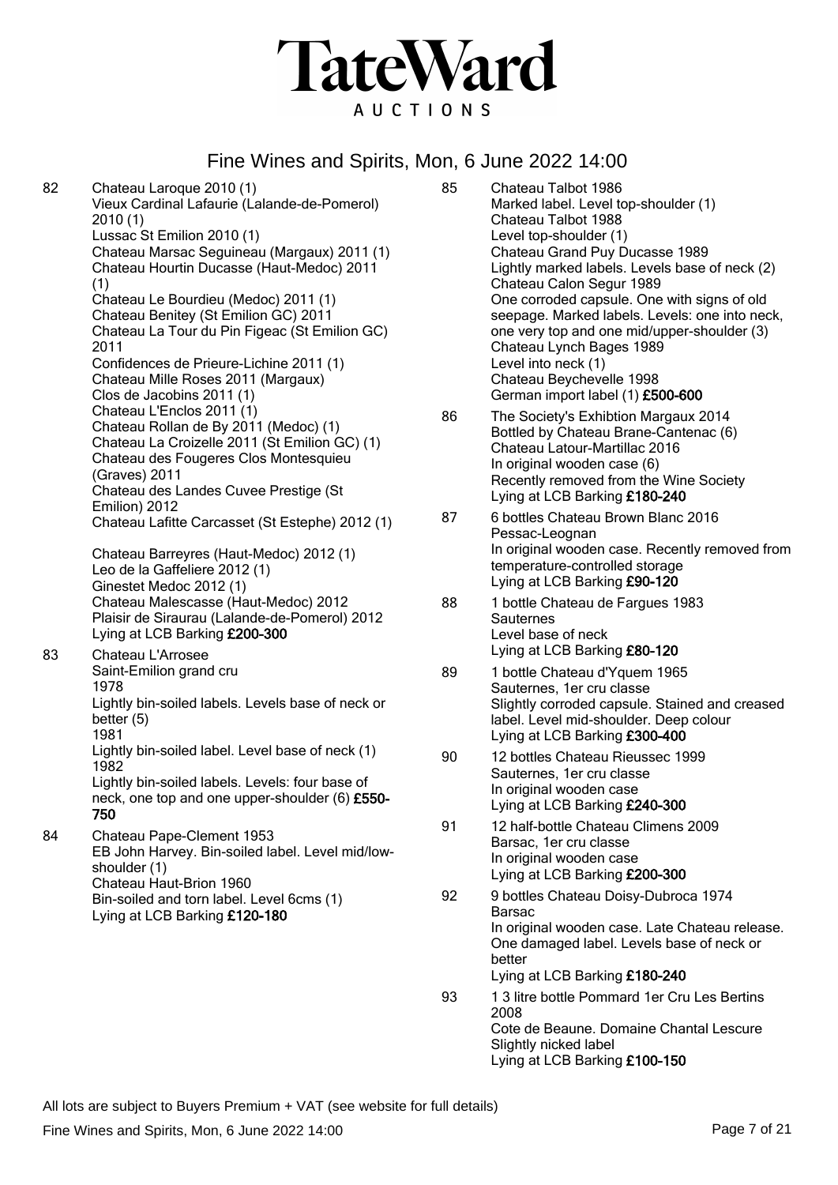# TateWard

AUCTIONS

## Fine Wines and Spirits, Mon, 6 June 2022 14:00

**82** Chateau Laroque 2010 (1)
Vieux Cardinal Lafaurie (Lalande-de-Pomerol) 2010 (1)
Lussac St Emilion 2010 (1)
Chateau Marsac Seguineau (Margaux) 2011 (1)
Chateau Hourtin Ducasse (Haut-Medoc) 2011 (1)
Chateau Le Bourdieu (Medoc) 2011 (1)
Chateau Benitey (St Emilion GC) 2011
Chateau La Tour du Pin Figeac (St Emilion GC) 2011
Confidences de Prieure-Lichine 2011 (1)
Chateau Mille Roses 2011 (Margaux)
Clos de Jacobins 2011 (1)
Chateau L'Enclos 2011 (1)
Chateau Rollan de By 2011 (Medoc) (1)
Chateau La Croizelle 2011 (St Emilion GC) (1)
Chateau des Fougeres Clos Montesquieu (Graves) 2011
Chateau des Landes Cuvee Prestige (St Emilion) 2012
Chateau Lafitte Carcasset (St Estephe) 2012 (1)

Chateau Barreyres (Haut-Medoc) 2012 (1)
Leo de la Gaffeliere 2012 (1)
Ginestet Medoc 2012 (1)
Chateau Malescasse (Haut-Medoc) 2012
Plaisir de Siraurau (Lalande-de-Pomerol) 2012
Lying at LCB Barking **£200-300**

**83** Chateau L'Arrosee
Saint-Emilion grand cru
1978
Lightly bin-soiled labels. Levels base of neck or better (5)
1981
Lightly bin-soiled label. Level base of neck (1)
1982
Lightly bin-soiled labels. Levels: four base of neck, one top and one upper-shoulder (6) **£550-750**

**84** Chateau Pape-Clement 1953
EB John Harvey. Bin-soiled label. Level mid/low-shoulder (1)
Chateau Haut-Brion 1960
Bin-soiled and torn label. Level 6cms (1)
Lying at LCB Barking **£120-180**

**85** Chateau Talbot 1986
Marked label. Level top-shoulder (1)
Chateau Talbot 1988
Level top-shoulder (1)
Chateau Grand Puy Ducasse 1989
Lightly marked labels. Levels base of neck (2)
Chateau Calon Segur 1989
One corroded capsule. One with signs of old seepage. Marked labels. Levels: one into neck, one very top and one mid/upper-shoulder (3)
Chateau Lynch Bages 1989
Level into neck (1)
Chateau Beychevelle 1998
German import label (1) **£500-600**

**86** The Society's Exhibtion Margaux 2014
Bottled by Chateau Brane-Cantenac (6)
Chateau Latour-Martillac 2016
In original wooden case (6)
Recently removed from the Wine Society
Lying at LCB Barking **£180-240**

**87** 6 bottles Chateau Brown Blanc 2016
Pessac-Leognan
In original wooden case. Recently removed from temperature-controlled storage
Lying at LCB Barking **£90-120**

**88** 1 bottle Chateau de Fargues 1983
Sauternes
Level base of neck
Lying at LCB Barking **£80-120**

**89** 1 bottle Chateau d'Yquem 1965
Sauternes, 1er cru classe
Slightly corroded capsule. Stained and creased label. Level mid-shoulder. Deep colour
Lying at LCB Barking **£300-400**

**90** 12 bottles Chateau Rieussec 1999
Sauternes, 1er cru classe
In original wooden case
Lying at LCB Barking **£240-300**

**91** 12 half-bottle Chateau Climens 2009
Barsac, 1er cru classe
In original wooden case
Lying at LCB Barking **£200-300**

**92** 9 bottles Chateau Doisy-Dubroca 1974
Barsac
In original wooden case. Late Chateau release. One damaged label. Levels base of neck or better
Lying at LCB Barking **£180-240**

**93** 1 3 litre bottle Pommard 1er Cru Les Bertins 2008
Cote de Beaune. Domaine Chantal Lescure
Slightly nicked label
Lying at LCB Barking **£100-150**

All lots are subject to Buyers Premium + VAT (see website for full details)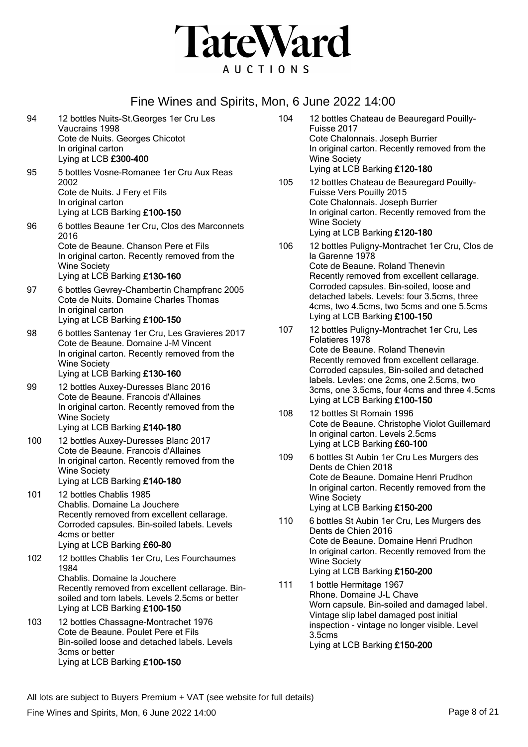# TateWard Auctions

## Fine Wines and Spirits, Mon, 6 June 2022 14:00

**94** 12 bottles Nuits-St.Georges 1er Cru Les Vaucrains 1998
Cote de Nuits. Georges Chicotot
In original carton
Lying at LCB **£300-400**

**95** 5 bottles Vosne-Romanee 1er Cru Aux Reas 2002
Cote de Nuits. J Fery et Fils
In original carton
Lying at LCB Barking **£100-150**

**96** 6 bottles Beaune 1er Cru, Clos des Marconnets 2016
Cote de Beaune. Chanson Pere et Fils
In original carton. Recently removed from the Wine Society
Lying at LCB Barking **£130-160**

**97** 6 bottles Gevrey-Chambertin Champfranc 2005
Cote de Nuits. Domaine Charles Thomas
In original carton
Lying at LCB Barking **£100-150**

**98** 6 bottles Santenay 1er Cru, Les Gravieres 2017
Cote de Beaune. Domaine J-M Vincent
In original carton. Recently removed from the Wine Society
Lying at LCB Barking **£130-160**

**99** 12 bottles Auxey-Duresses Blanc 2016
Cote de Beaune. Francois d'Allaines
In original carton. Recently removed from the Wine Society
Lying at LCB Barking **£140-180**

**100** 12 bottles Auxey-Duresses Blanc 2017
Cote de Beaune. Francois d'Allaines
In original carton. Recently removed from the Wine Society
Lying at LCB Barking **£140-180**

**101** 12 bottles Chablis 1985
Chablis. Domaine La Jouchere
Recently removed from excellent cellarage. Corroded capsules. Bin-soiled labels. Levels 4cms or better
Lying at LCB Barking **£60-80**

**102** 12 bottles Chablis 1er Cru, Les Fourchaumes 1984
Chablis. Domaine la Jouchere
Recently removed from excellent cellarage. Bin-soiled and torn labels. Levels 2.5cms or better
Lying at LCB Barking **£100-150**

**103** 12 bottles Chassagne-Montrachet 1976
Cote de Beaune. Poulet Pere et Fils
Bin-soiled loose and detached labels. Levels 3cms or better
Lying at LCB Barking **£100-150**

**104** 12 bottles Chateau de Beauregard Pouilly-Fuisse 2017
Cote Chalonnais. Joseph Burrier
In original carton. Recently removed from the Wine Society
Lying at LCB Barking **£120-180**

**105** 12 bottles Chateau de Beauregard Pouilly-Fuisse Vers Pouilly 2015
Cote Chalonnais. Joseph Burrier
In original carton. Recently removed from the Wine Society
Lying at LCB Barking **£120-180**

**106** 12 bottles Puligny-Montrachet 1er Cru, Clos de la Garenne 1978
Cote de Beaune. Roland Thenevin
Recently removed from excellent cellarage. Corroded capsules. Bin-soiled, loose and detached labels. Levels: four 3.5cms, three 4cms, two 4.5cms, two 5cms and one 5.5cms
Lying at LCB Barking **£100-150**

**107** 12 bottles Puligny-Montrachet 1er Cru, Les Folatieres 1978
Cote de Beaune. Roland Thenevin
Recently removed from excellent cellarage. Corroded capsules, Bin-soiled and detached labels. Levles: one 2cms, one 2.5cms, two 3cms, one 3.5cms, four 4cms and three 4.5cms
Lying at LCB Barking **£100-150**

**108** 12 bottles St Romain 1996
Cote de Beaune. Christophe Violot Guillemard
In original carton. Levels 2.5cms
Lying at LCB Barking **£60-100**

**109** 6 bottles St Aubin 1er Cru Les Murgers des Dents de Chien 2018
Cote de Beaune. Domaine Henri Prudhon
In original carton. Recently removed from the Wine Society
Lying at LCB Barking **£150-200**

**110** 6 bottles St Aubin 1er Cru, Les Murgers des Dents de Chien 2016
Cote de Beaune. Domaine Henri Prudhon
In original carton. Recently removed from the Wine Society
Lying at LCB Barking **£150-200**

**111** 1 bottle Hermitage 1967
Rhone. Domaine J-L Chave
Worn capsule. Bin-soiled and damaged label. Vintage slip label damaged post initial inspection - vintage no longer visible. Level 3.5cms
Lying at LCB Barking **£150-200**

All lots are subject to Buyers Premium + VAT (see website for full details)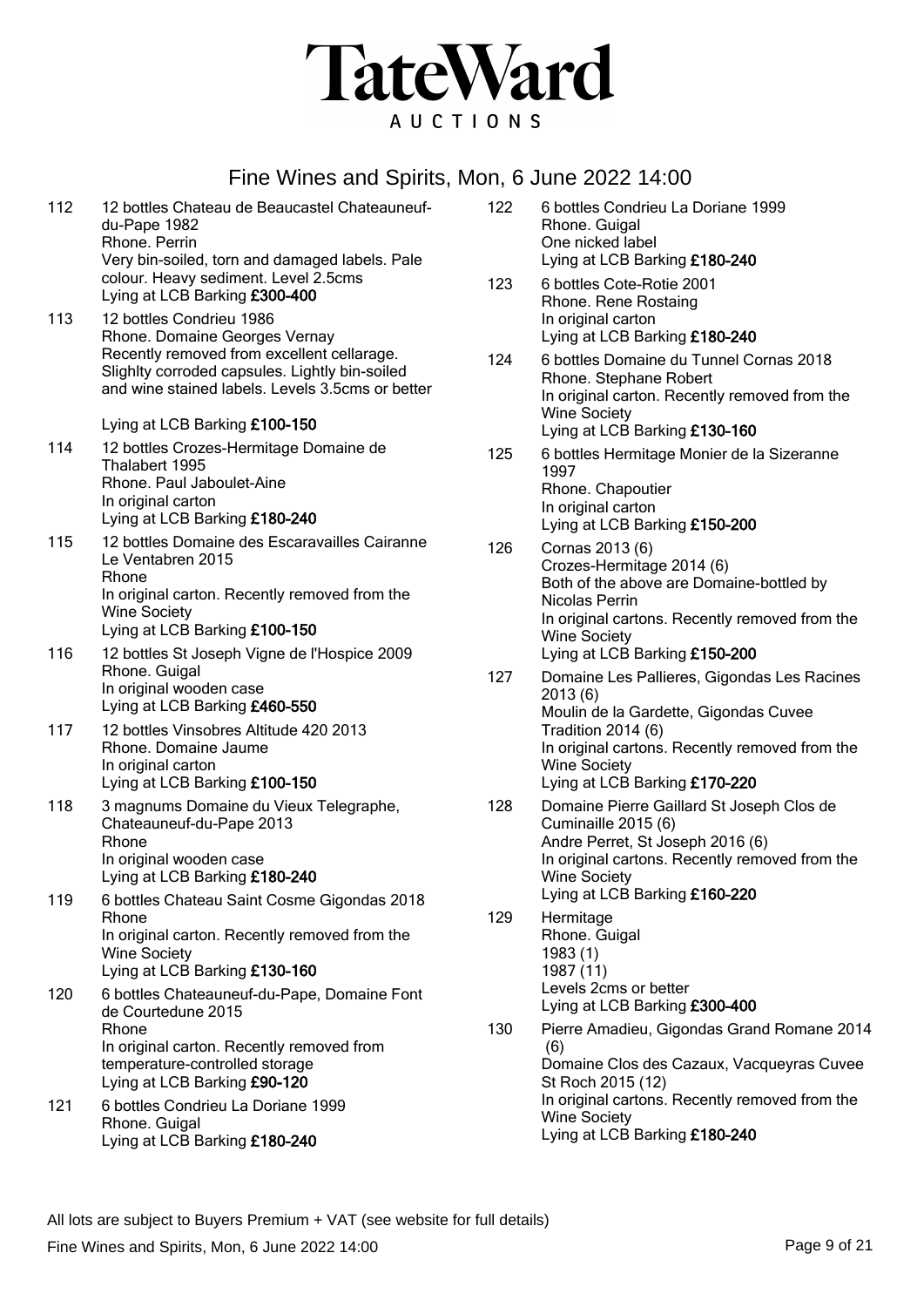# TateWard

AUCTIONS

## Fine Wines and Spirits, Mon, 6 June 2022 14:00

**112** 12 bottles Chateau de Beaucastel Chateauneuf-du-Pape 1982
Rhone. Perrin
Very bin-soiled, torn and damaged labels. Pale colour. Heavy sediment. Level 2.5cms
Lying at LCB Barking **£300-400**

**113** 12 bottles Condrieu 1986
Rhone. Domaine Georges Vernay
Recently removed from excellent cellarage. Slighlty corroded capsules. Lightly bin-soiled and wine stained labels. Levels 3.5cms or better

Lying at LCB Barking **£100-150**

**114** 12 bottles Crozes-Hermitage Domaine de Thalabert 1995
Rhone. Paul Jaboulet-Aine
In original carton
Lying at LCB Barking **£180-240**

**115** 12 bottles Domaine des Escaravailles Cairanne Le Ventabren 2015
Rhone
In original carton. Recently removed from the Wine Society
Lying at LCB Barking **£100-150**

**116** 12 bottles St Joseph Vigne de l'Hospice 2009
Rhone. Guigal
In original wooden case
Lying at LCB Barking **£460-550**

**117** 12 bottles Vinsobres Altitude 420 2013
Rhone. Domaine Jaume
In original carton
Lying at LCB Barking **£100-150**

**118** 3 magnums Domaine du Vieux Telegraphe, Chateauneuf-du-Pape 2013
Rhone
In original wooden case
Lying at LCB Barking **£180-240**

**119** 6 bottles Chateau Saint Cosme Gigondas 2018
Rhone
In original carton. Recently removed from the Wine Society
Lying at LCB Barking **£130-160**

**120** 6 bottles Chateauneuf-du-Pape, Domaine Font de Courtedune 2015
Rhone
In original carton. Recently removed from temperature-controlled storage
Lying at LCB Barking **£90-120**

**121** 6 bottles Condrieu La Doriane 1999
Rhone. Guigal
Lying at LCB Barking **£180-240**

**122** 6 bottles Condrieu La Doriane 1999
Rhone. Guigal
One nicked label
Lying at LCB Barking **£180-240**

**123** 6 bottles Cote-Rotie 2001
Rhone. Rene Rostaing
In original carton
Lying at LCB Barking **£180-240**

**124** 6 bottles Domaine du Tunnel Cornas 2018
Rhone. Stephane Robert
In original carton. Recently removed from the Wine Society
Lying at LCB Barking **£130-160**

**125** 6 bottles Hermitage Monier de la Sizeranne 1997
Rhone. Chapoutier
In original carton
Lying at LCB Barking **£150-200**

**126** Cornas 2013 (6)
Crozes-Hermitage 2014 (6)
Both of the above are Domaine-bottled by Nicolas Perrin
In original cartons. Recently removed from the Wine Society
Lying at LCB Barking **£150-200**

**127** Domaine Les Pallieres, Gigondas Les Racines 2013 (6)
Moulin de la Gardette, Gigondas Cuvee Tradition 2014 (6)
In original cartons. Recently removed from the Wine Society
Lying at LCB Barking **£170-220**

**128** Domaine Pierre Gaillard St Joseph Clos de Cuminaille 2015 (6)
Andre Perret, St Joseph 2016 (6)
In original cartons. Recently removed from the Wine Society
Lying at LCB Barking **£160-220**

**129** Hermitage
Rhone. Guigal
1983 (1)
1987 (11)
Levels 2cms or better
Lying at LCB Barking **£300-400**

**130** Pierre Amadieu, Gigondas Grand Romane 2014 (6)
Domaine Clos des Cazaux, Vacqueyras Cuvee St Roch 2015 (12)
In original cartons. Recently removed from the Wine Society
Lying at LCB Barking **£180-240**

All lots are subject to Buyers Premium + VAT (see website for full details)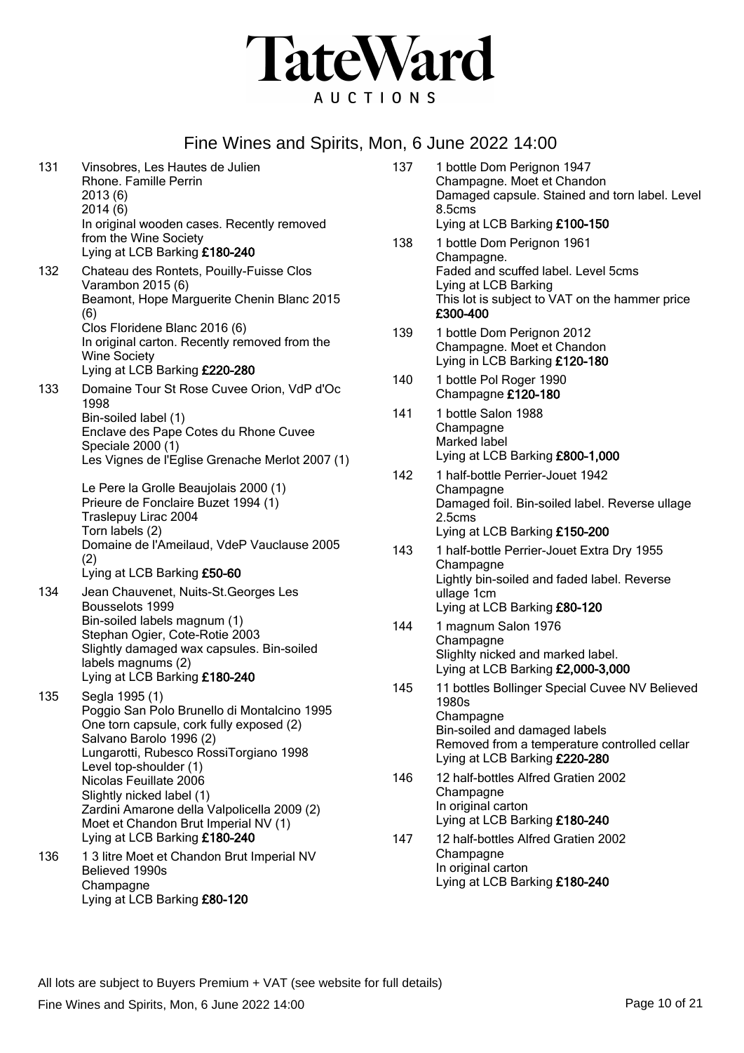# TateWard AUCTIONS

## Fine Wines and Spirits, Mon, 6 June 2022 14:00

**131** Vinsobres, Les Hautes de Julien
Rhone. Famille Perrin
2013 (6)
2014 (6)
In original wooden cases. Recently removed from the Wine Society
Lying at LCB Barking **£180-240**

**132** Chateau des Rontets, Pouilly-Fuisse Clos Varambon 2015 (6)
Beamont, Hope Marguerite Chenin Blanc 2015 (6)
Clos Floridene Blanc 2016 (6)
In original carton. Recently removed from the Wine Society
Lying at LCB Barking **£220-280**

**133** Domaine Tour St Rose Cuvee Orion, VdP d'Oc 1998
Bin-soiled label (1)
Enclave des Pape Cotes du Rhone Cuvee Speciale 2000 (1)
Les Vignes de l'Eglise Grenache Merlot 2007 (1)

Le Pere la Grolle Beaujolais 2000 (1)
Prieure de Fonclaire Buzet 1994 (1)
Traslepuy Lirac 2004
Torn labels (2)
Domaine de l'Ameilaud, VdeP Vauclause 2005 (2)
Lying at LCB Barking **£50-60**

**134** Jean Chauvenet, Nuits-St.Georges Les Bousselots 1999
Bin-soiled labels magnum (1)
Stephan Ogier, Cote-Rotie 2003
Slightly damaged wax capsules. Bin-soiled labels magnums (2)
Lying at LCB Barking **£180-240**

**135** Segla 1995 (1)
Poggio San Polo Brunello di Montalcino 1995
One torn capsule, cork fully exposed (2)
Salvano Barolo 1996 (2)
Lungarotti, Rubesco RossiTorgiano 1998
Level top-shoulder (1)
Nicolas Feuillate 2006
Slightly nicked label (1)
Zardini Amarone della Valpolicella 2009 (2)
Moet et Chandon Brut Imperial NV (1)
Lying at LCB Barking **£180-240**

**136** 1 3 litre Moet et Chandon Brut Imperial NV Believed 1990s
Champagne
Lying at LCB Barking **£80-120**

**137** 1 bottle Dom Perignon 1947
Champagne. Moet et Chandon
Damaged capsule. Stained and torn label. Level 8.5cms
Lying at LCB Barking **£100-150**

**138** 1 bottle Dom Perignon 1961
Champagne.
Faded and scuffed label. Level 5cms
Lying at LCB Barking
This lot is subject to VAT on the hammer price
**£300-400**

**139** 1 bottle Dom Perignon 2012
Champagne. Moet et Chandon
Lying in LCB Barking **£120-180**

**140** 1 bottle Pol Roger 1990
Champagne **£120-180**

**141** 1 bottle Salon 1988
Champagne
Marked label
Lying at LCB Barking **£800-1,000**

**142** 1 half-bottle Perrier-Jouet 1942
Champagne
Damaged foil. Bin-soiled label. Reverse ullage 2.5cms
Lying at LCB Barking **£150-200**

**143** 1 half-bottle Perrier-Jouet Extra Dry 1955
Champagne
Lightly bin-soiled and faded label. Reverse ullage 1cm
Lying at LCB Barking **£80-120**

**144** 1 magnum Salon 1976
Champagne
Slighlty nicked and marked label.
Lying at LCB Barking **£2,000-3,000**

**145** 11 bottles Bollinger Special Cuvee NV Believed 1980s
Champagne
Bin-soiled and damaged labels
Removed from a temperature controlled cellar
Lying at LCB Barking **£220-280**

**146** 12 half-bottles Alfred Gratien 2002
Champagne
In original carton
Lying at LCB Barking **£180-240**

**147** 12 half-bottles Alfred Gratien 2002
Champagne
In original carton
Lying at LCB Barking **£180-240**

All lots are subject to Buyers Premium + VAT (see website for full details)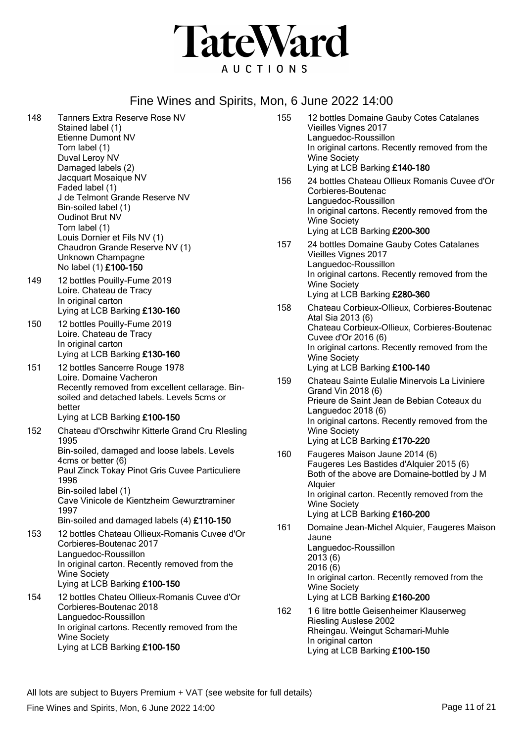# TateWard

AUCTIONS

## Fine Wines and Spirits, Mon, 6 June 2022 14:00

148 Tanners Extra Reserve Rose NV
Stained label (1)
Etienne Dumont NV
Torn label (1)
Duval Leroy NV
Damaged labels (2)
Jacquart Mosaique NV
Faded label (1)
J de Telmont Grande Reserve NV
Bin-soiled label (1)
Oudinot Brut NV
Torn label (1)
Louis Dornier et Fils NV (1)
Chaudron Grande Reserve NV (1)
Unknown Champagne
No label (1) **£100-150**

149 12 bottles Pouilly-Fume 2019
Loire. Chateau de Tracy
In original carton
Lying at LCB Barking **£130-160**

150 12 bottles Pouilly-Fume 2019
Loire. Chateau de Tracy
In original carton
Lying at LCB Barking **£130-160**

151 12 bottles Sancerre Rouge 1978
Loire. Domaine Vacheron
Recently removed from excellent cellarage. Bin-soiled and detached labels. Levels 5cms or better
Lying at LCB Barking **£100-150**

152 Chateau d'Orschwihr Kitterle Grand Cru RIesling 1995
Bin-soiled, damaged and loose labels. Levels 4cms or better (6)
Paul Zinck Tokay Pinot Gris Cuvee Particuliere 1996
Bin-soiled label (1)
Cave Vinicole de Kientzheim Gewurztraminer 1997
Bin-soiled and damaged labels (4) **£110-150**

153 12 bottles Chateau Ollieux-Romanis Cuvee d'Or Corbieres-Boutenac 2017
Languedoc-Roussillon
In original carton. Recently removed from the Wine Society
Lying at LCB Barking **£100-150**

154 12 bottles Chateu Ollieux-Romanis Cuvee d'Or Corbieres-Boutenac 2018
Languedoc-Roussillon
In original cartons. Recently removed from the Wine Society
Lying at LCB Barking **£100-150**

155 12 bottles Domaine Gauby Cotes Catalanes Vieilles Vignes 2017
Languedoc-Roussillon
In original cartons. Recently removed from the Wine Society
Lying at LCB Barking **£140-180**

156 24 bottles Chateau Ollieux Romanis Cuvee d'Or Corbieres-Boutenac
Languedoc-Roussillon
In original cartons. Recently removed from the Wine Society
Lying at LCB Barking **£200-300**

157 24 bottles Domaine Gauby Cotes Catalanes Vieilles Vignes 2017
Languedoc-Roussillon
In original cartons. Recently removed from the Wine Society
Lying at LCB Barking **£280-360**

158 Chateau Corbieux-Ollieux, Corbieres-Boutenac Atal Sia 2013 (6)
Chateau Corbieux-Ollieux, Corbieres-Boutenac Cuvee d'Or 2016 (6)
In original cartons. Recently removed from the Wine Society
Lying at LCB Barking **£100-140**

159 Chateau Sainte Eulalie Minervois La Liviniere Grand Vin 2018 (6)
Prieure de Saint Jean de Bebian Coteaux du Languedoc 2018 (6)
In original cartons. Recently removed from the Wine Society
Lying at LCB Barking **£170-220**

160 Faugeres Maison Jaune 2014 (6)
Faugeres Les Bastides d'Alquier 2015 (6)
Both of the above are Domaine-bottled by J M Alquier
In original carton. Recently removed from the Wine Society
Lying at LCB Barking **£160-200**

161 Domaine Jean-Michel Alquier, Faugeres Maison Jaune
Languedoc-Roussillon
2013 (6)
2016 (6)
In original carton. Recently removed from the Wine Society
Lying at LCB Barking **£160-200**

162 1 6 litre bottle Geisenheimer Klauserweg Riesling Auslese 2002
Rheingau. Weingut Schamari-Muhle
In original carton
Lying at LCB Barking **£100-150**

All lots are subject to Buyers Premium + VAT (see website for full details)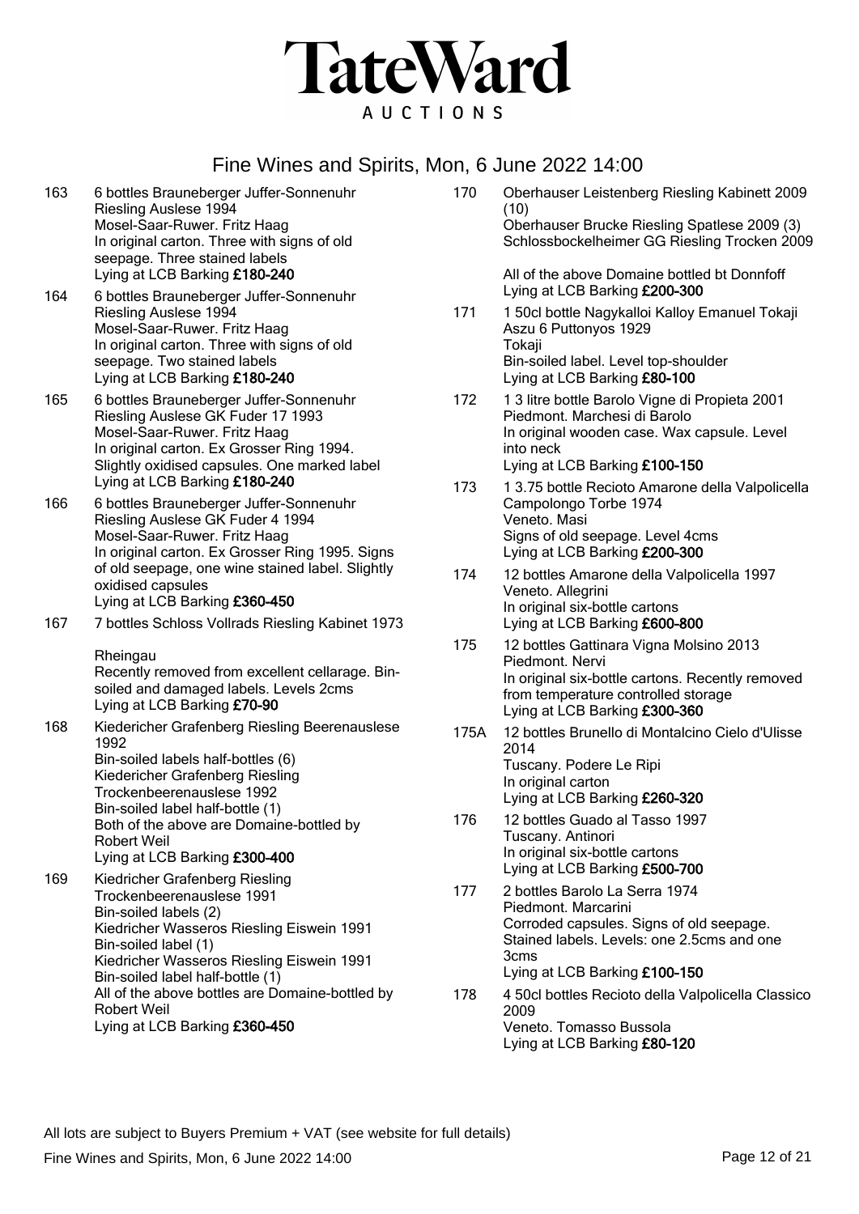# TateWard

AUCTIONS

## Fine Wines and Spirits, Mon, 6 June 2022 14:00

**163** 6 bottles Brauneberger Juffer-Sonnenuhr Riesling Auslese 1994
Mosel-Saar-Ruwer. Fritz Haag
In original carton. Three with signs of old seepage. Three stained labels
Lying at LCB Barking **£180-240**

**164** 6 bottles Brauneberger Juffer-Sonnenuhr Riesling Auslese 1994
Mosel-Saar-Ruwer. Fritz Haag
In original carton. Three with signs of old seepage. Two stained labels
Lying at LCB Barking **£180-240**

**165** 6 bottles Brauneberger Juffer-Sonnenuhr Riesling Auslese GK Fuder 17 1993
Mosel-Saar-Ruwer. Fritz Haag
In original carton. Ex Grosser Ring 1994. Slightly oxidised capsules. One marked label
Lying at LCB Barking **£180-240**

**166** 6 bottles Brauneberger Juffer-Sonnenuhr Riesling Auslese GK Fuder 4 1994
Mosel-Saar-Ruwer. Fritz Haag
In original carton. Ex Grosser Ring 1995. Signs of old seepage, one wine stained label. Slightly oxidised capsules
Lying at LCB Barking **£360-450**

**167** 7 bottles Schloss Vollrads Riesling Kabinet 1973

Rheingau
Recently removed from excellent cellarage. Bin-soiled and damaged labels. Levels 2cms
Lying at LCB Barking **£70-90**

**168** Kiedericher Grafenberg Riesling Beerenauslese 1992
Bin-soiled labels half-bottles (6)
Kiedericher Grafenberg Riesling Trockenbeerenauslese 1992
Bin-soiled label half-bottle (1)
Both of the above are Domaine-bottled by Robert Weil
Lying at LCB Barking **£300-400**

**169** Kiedricher Grafenberg Riesling Trockenbeerenauslese 1991
Bin-soiled labels (2)
Kiedricher Wasseros Riesling Eiswein 1991
Bin-soiled label (1)
Kiedricher Wasseros Riesling Eiswein 1991
Bin-soiled label half-bottle (1)
All of the above bottles are Domaine-bottled by Robert Weil
Lying at LCB Barking **£360-450**

**170** Oberhauser Leistenberg Riesling Kabinett 2009 (10)
Oberhauser Brucke Riesling Spatlese 2009 (3)
Schlossbockelheimer GG Riesling Trocken 2009

All of the above Domaine bottled bt Donnfoff
Lying at LCB Barking **£200-300**

**171** 1 50cl bottle Nagykalloi Kalloy Emanuel Tokaji Aszu 6 Puttonyos 1929
Tokaji
Bin-soiled label. Level top-shoulder
Lying at LCB Barking **£80-100**

**172** 1 3 litre bottle Barolo Vigne di Propieta 2001
Piedmont. Marchesi di Barolo
In original wooden case. Wax capsule. Level into neck
Lying at LCB Barking **£100-150**

**173** 1 3.75 bottle Recioto Amarone della Valpolicella Campolongo Torbe 1974
Veneto. Masi
Signs of old seepage. Level 4cms
Lying at LCB Barking **£200-300**

**174** 12 bottles Amarone della Valpolicella 1997
Veneto. Allegrini
In original six-bottle cartons
Lying at LCB Barking **£600-800**

**175** 12 bottles Gattinara Vigna Molsino 2013
Piedmont. Nervi
In original six-bottle cartons. Recently removed from temperature controlled storage
Lying at LCB Barking **£300-360**

**175A** 12 bottles Brunello di Montalcino Cielo d'Ulisse 2014
Tuscany. Podere Le Ripi
In original carton
Lying at LCB Barking **£260-320**

**176** 12 bottles Guado al Tasso 1997
Tuscany. Antinori
In original six-bottle cartons
Lying at LCB Barking **£500-700**

**177** 2 bottles Barolo La Serra 1974
Piedmont. Marcarini
Corroded capsules. Signs of old seepage. Stained labels. Levels: one 2.5cms and one 3cms
Lying at LCB Barking **£100-150**

**178** 4 50cl bottles Recioto della Valpolicella Classico 2009
Veneto. Tomasso Bussola
Lying at LCB Barking **£80-120**

All lots are subject to Buyers Premium + VAT (see website for full details)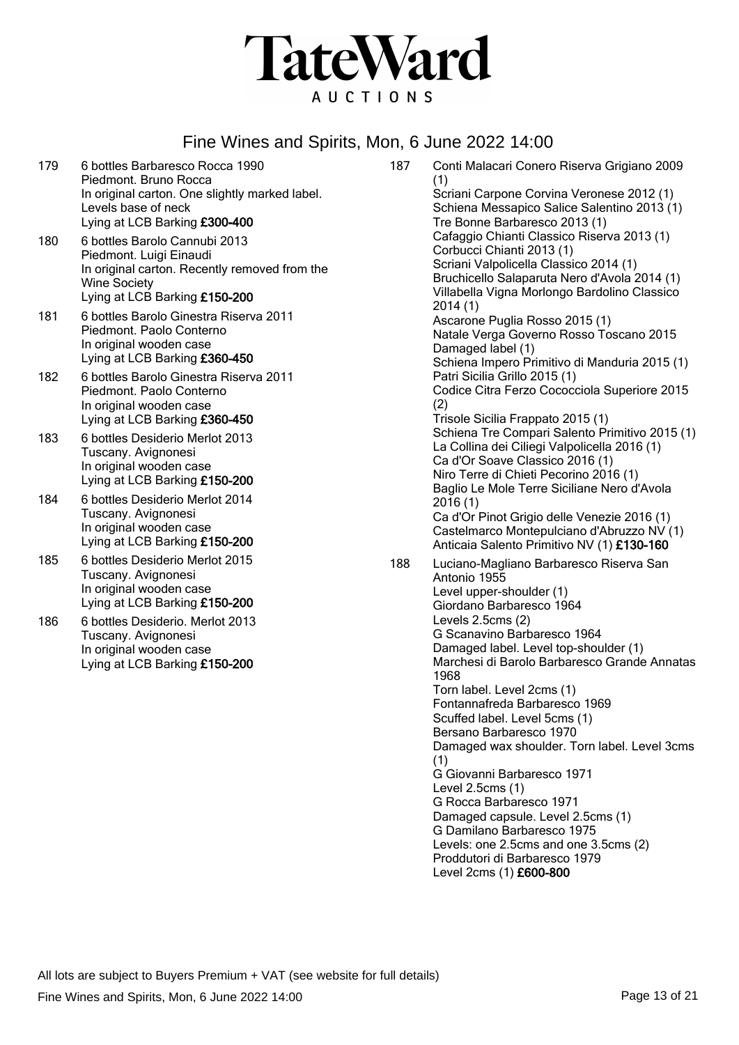# Fine Wines and Spirits, Mon, 6 June 2022 14:00

179 6 bottles Barbaresco Rocca 1990
Piedmont. Bruno Rocca
In original carton. One slightly marked label.
Levels base of neck
Lying at LCB Barking **£300-400**

180 6 bottles Barolo Cannubi 2013
Piedmont. Luigi Einaudi
In original carton. Recently removed from the Wine Society
Lying at LCB Barking **£150-200**

181 6 bottles Barolo Ginestra Riserva 2011
Piedmont. Paolo Conterno
In original wooden case
Lying at LCB Barking **£360-450**

182 6 bottles Barolo Ginestra Riserva 2011
Piedmont. Paolo Conterno
In original wooden case
Lying at LCB Barking **£360-450**

183 6 bottles Desiderio Merlot 2013
Tuscany. Avignonesi
In original wooden case
Lying at LCB Barking **£150-200**

184 6 bottles Desiderio Merlot 2014
Tuscany. Avignonesi
In original wooden case
Lying at LCB Barking **£150-200**

185 6 bottles Desiderio Merlot 2015
Tuscany. Avignonesi
In original wooden case
Lying at LCB Barking **£150-200**

186 6 bottles Desiderio. Merlot 2013
Tuscany. Avignonesi
In original wooden case
Lying at LCB Barking **£150-200**

187 Conti Malacari Conero Riserva Grigiano 2009 (1)
Scriani Carpone Corvina Veronese 2012 (1)
Schiena Messapico Salice Salentino 2013 (1)
Tre Bonne Barbaresco 2013 (1)
Cafaggio Chianti Classico Riserva 2013 (1)
Corbucci Chianti 2013 (1)
Scriani Valpolicella Classico 2014 (1)
Bruchicello Salaparuta Nero d'Avola 2014 (1)
Villabella Vigna Morlongo Bardolino Classico 2014 (1)
Ascarone Puglia Rosso 2015 (1)
Natale Verga Governo Rosso Toscano 2015
Damaged label (1)
Schiena Impero Primitivo di Manduria 2015 (1)
Patri Sicilia Grillo 2015 (1)
Codice Citra Ferzo Cococciola Superiore 2015 (2)
Trisole Sicilia Frappato 2015 (1)
Schiena Tre Compari Salento Primitivo 2015 (1)
La Collina dei Ciliegi Valpolicella 2016 (1)
Ca d'Or Soave Classico 2016 (1)
Niro Terre di Chieti Pecorino 2016 (1)
Baglio Le Mole Terre Siciliane Nero d'Avola 2016 (1)
Ca d'Or Pinot Grigio delle Venezie 2016 (1)
Castelmarco Montepulciano d'Abruzzo NV (1)
Anticaia Salento Primitivo NV (1) **£130-160**

188 Luciano-Magliano Barbaresco Riserva San Antonio 1955
Level upper-shoulder (1)
Giordano Barbaresco 1964
Levels 2.5cms (2)
G Scanavino Barbaresco 1964
Damaged label. Level top-shoulder (1)
Marchesi di Barolo Barbaresco Grande Annatas 1968
Torn label. Level 2cms (1)
Fontannafreda Barbaresco 1969
Scuffed label. Level 5cms (1)
Bersano Barbaresco 1970
Damaged wax shoulder. Torn label. Level 3cms (1)
G Giovanni Barbaresco 1971
Level 2.5cms (1)
G Rocca Barbaresco 1971
Damaged capsule. Level 2.5cms (1)
G Damilano Barbaresco 1975
Levels: one 2.5cms and one 3.5cms (2)
Proddutori di Barbaresco 1979
Level 2cms (1) **£600-800**

All lots are subject to Buyers Premium + VAT (see website for full details)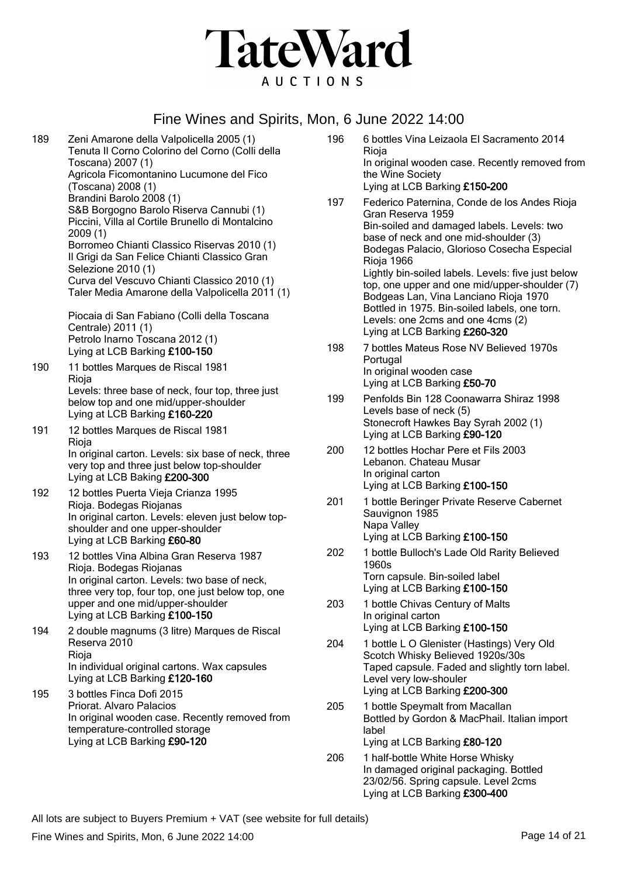# TateWard

AUCTIONS

## Fine Wines and Spirits, Mon, 6 June 2022 14:00

**189** Zeni Amarone della Valpolicella 2005 (1)
Tenuta Il Corno Colorino del Corno (Colli della Toscana) 2007 (1)
Agricola Ficomontanino Lucumone del Fico (Toscana) 2008 (1)
Brandini Barolo 2008 (1)
S&B Borgogno Barolo Riserva Cannubi (1)
Piccini, Villa al Cortile Brunello di Montalcino 2009 (1)
Borromeo Chianti Classico Riservas 2010 (1)
Il Grigi da San Felice Chianti Classico Gran Selezione 2010 (1)
Curva del Vescuvo Chianti Classico 2010 (1)
Taler Media Amarone della Valpolicella 2011 (1)

Piocaia di San Fabiano (Colli della Toscana Centrale) 2011 (1)
Petrolo Inarno Toscana 2012 (1)
Lying at LCB Barking **£100-150**

**190** 11 bottles Marques de Riscal 1981
Rioja
Levels: three base of neck, four top, three just below top and one mid/upper-shoulder
Lying at LCB Barking **£160-220**

**191** 12 bottles Marques de Riscal 1981
Rioja
In original carton. Levels: six base of neck, three very top and three just below top-shoulder
Lying at LCB Baking **£200-300**

**192** 12 bottles Puerta Vieja Crianza 1995
Rioja. Bodegas Riojanas
In original carton. Levels: eleven just below top-shoulder and one upper-shoulder
Lying at LCB Barking **£60-80**

**193** 12 bottles Vina Albina Gran Reserva 1987
Rioja. Bodegas Riojanas
In original carton. Levels: two base of neck, three very top, four top, one just below top, one upper and one mid/upper-shoulder
Lying at LCB Barking **£100-150**

**194** 2 double magnums (3 litre) Marques de Riscal Reserva 2010
Rioja
In individual original cartons. Wax capsules
Lying at LCB Barking **£120-160**

**195** 3 bottles Finca Dofi 2015
Priorat. Alvaro Palacios
In original wooden case. Recently removed from temperature-controlled storage
Lying at LCB Barking **£90-120**

**196** 6 bottles Vina Leizaola El Sacramento 2014
Rioja
In original wooden case. Recently removed from the Wine Society
Lying at LCB Barking **£150-200**

**197** Federico Paternina, Conde de los Andes Rioja Gran Reserva 1959
Bin-soiled and damaged labels. Levels: two base of neck and one mid-shoulder (3)
Bodegas Palacio, Glorioso Cosecha Especial Rioja 1966
Lightly bin-soiled labels. Levels: five just below top, one upper and one mid/upper-shoulder (7)
Bodgeas Lan, Vina Lanciano Rioja 1970
Bottled in 1975. Bin-soiled labels, one torn. Levels: one 2cms and one 4cms (2)
Lying at LCB Barking **£260-320**

**198** 7 bottles Mateus Rose NV Believed 1970s
Portugal
In original wooden case
Lying at LCB Barking **£50-70**

**199** Penfolds Bin 128 Coonawarra Shiraz 1998
Levels base of neck (5)
Stonecroft Hawkes Bay Syrah 2002 (1)
Lying at LCB Barking **£90-120**

**200** 12 bottles Hochar Pere et Fils 2003
Lebanon. Chateau Musar
In original carton
Lying at LCB Barking **£100-150**

**201** 1 bottle Beringer Private Reserve Cabernet Sauvignon 1985
Napa Valley
Lying at LCB Barking **£100-150**

**202** 1 bottle Bulloch's Lade Old Rarity Believed 1960s
Torn capsule. Bin-soiled label
Lying at LCB Barking **£100-150**

**203** 1 bottle Chivas Century of Malts
In original carton
Lying at LCB Barking **£100-150**

**204** 1 bottle L O Glenister (Hastings) Very Old Scotch Whisky Believed 1920s/30s
Taped capsule. Faded and slightly torn label. Level very low-shouler
Lying at LCB Barking **£200-300**

**205** 1 bottle Speymalt from Macallan
Bottled by Gordon & MacPhail. Italian import label
Lying at LCB Barking **£80-120**

**206** 1 half-bottle White Horse Whisky
In damaged original packaging. Bottled 23/02/56. Spring capsule. Level 2cms
Lying at LCB Barking **£300-400**

All lots are subject to Buyers Premium + VAT (see website for full details)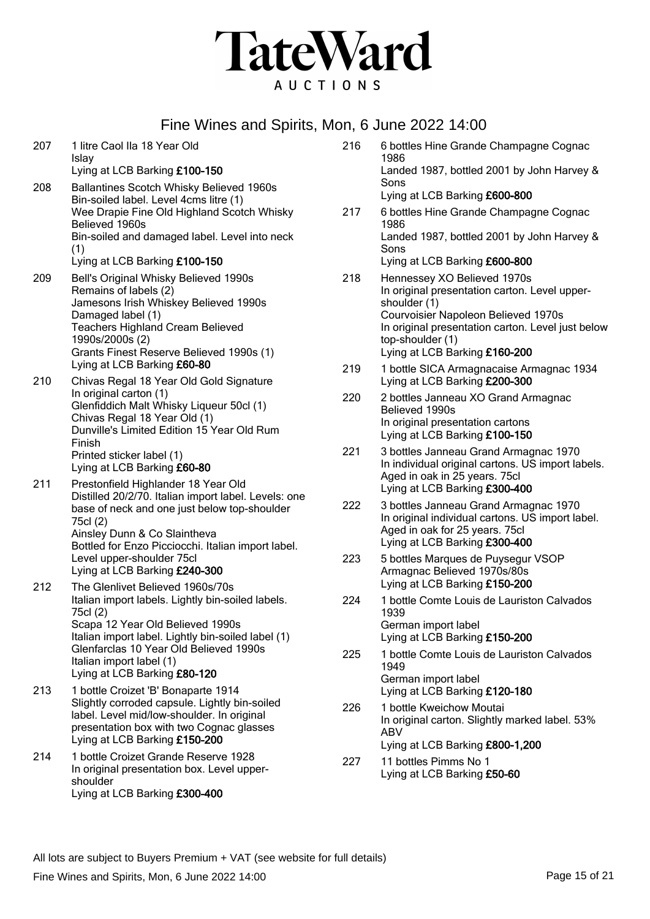# TateWard

AUCTIONS

## Fine Wines and Spirits, Mon, 6 June 2022 14:00

**207** 1 litre Caol Ila 18 Year Old
Islay
Lying at LCB Barking **£100-150**

**208** Ballantines Scotch Whisky Believed 1960s
Bin-soiled label. Level 4cms litre (1)
Wee Drapie Fine Old Highland Scotch Whisky Believed 1960s
Bin-soiled and damaged label. Level into neck (1)
Lying at LCB Barking **£100-150**

**209** Bell's Original Whisky Believed 1990s
Remains of labels (2)
Jamesons Irish Whiskey Believed 1990s
Damaged label (1)
Teachers Highland Cream Believed 1990s/2000s (2)
Grants Finest Reserve Believed 1990s (1)
Lying at LCB Barking **£60-80**

**210** Chivas Regal 18 Year Old Gold Signature
In original carton (1)
Glenfiddich Malt Whisky Liqueur 50cl (1)
Chivas Regal 18 Year Old (1)
Dunville's Limited Edition 15 Year Old Rum Finish
Printed sticker label (1)
Lying at LCB Barking **£60-80**

**211** Prestonfield Highlander 18 Year Old
Distilled 20/2/70. Italian import label. Levels: one base of neck and one just below top-shoulder 75cl (2)
Ainsley Dunn & Co Slaintheva
Bottled for Enzo Picciocchi. Italian import label. Level upper-shoulder 75cl
Lying at LCB Barking **£240-300**

**212** The Glenlivet Believed 1960s/70s
Italian import labels. Lightly bin-soiled labels. 75cl (2)
Scapa 12 Year Old Believed 1990s
Italian import label. Lightly bin-soiled label (1)
Glenfarclas 10 Year Old Believed 1990s
Italian import label (1)
Lying at LCB Barking **£80-120**

**213** 1 bottle Croizet 'B' Bonaparte 1914
Slightly corroded capsule. Lightly bin-soiled label. Level mid/low-shoulder. In original presentation box with two Cognac glasses
Lying at LCB Barking **£150-200**

**214** 1 bottle Croizet Grande Reserve 1928
In original presentation box. Level upper-shoulder
Lying at LCB Barking **£300-400**

**216** 6 bottles Hine Grande Champagne Cognac 1986
Landed 1987, bottled 2001 by John Harvey & Sons
Lying at LCB Barking **£600-800**

**217** 6 bottles Hine Grande Champagne Cognac 1986
Landed 1987, bottled 2001 by John Harvey & Sons
Lying at LCB Barking **£600-800**

**218** Hennessey XO Believed 1970s
In original presentation carton. Level upper-shoulder (1)
Courvoisier Napoleon Believed 1970s
In original presentation carton. Level just below top-shoulder (1)
Lying at LCB Barking **£160-200**

**219** 1 bottle SICA Armagnacaise Armagnac 1934
Lying at LCB Barking **£200-300**

**220** 2 bottles Janneau XO Grand Armagnac Believed 1990s
In original presentation cartons
Lying at LCB Barking **£100-150**

**221** 3 bottles Janneau Grand Armagnac 1970
In individual original cartons. US import labels. Aged in oak in 25 years. 75cl
Lying at LCB Barking **£300-400**

**222** 3 bottles Janneau Grand Armagnac 1970
In original individual cartons. US import label. Aged in oak for 25 years. 75cl
Lying at LCB Barking **£300-400**

**223** 5 bottles Marques de Puysegur VSOP Armagnac Believed 1970s/80s
Lying at LCB Barking **£150-200**

**224** 1 bottle Comte Louis de Lauriston Calvados 1939
German import label
Lying at LCB Barking **£150-200**

**225** 1 bottle Comte Louis de Lauriston Calvados 1949
German import label
Lying at LCB Barking **£120-180**

**226** 1 bottle Kweichow Moutai
In original carton. Slightly marked label. 53% ABV
Lying at LCB Barking **£800-1,200**

**227** 11 bottles Pimms No 1
Lying at LCB Barking **£50-60**

All lots are subject to Buyers Premium + VAT (see website for full details)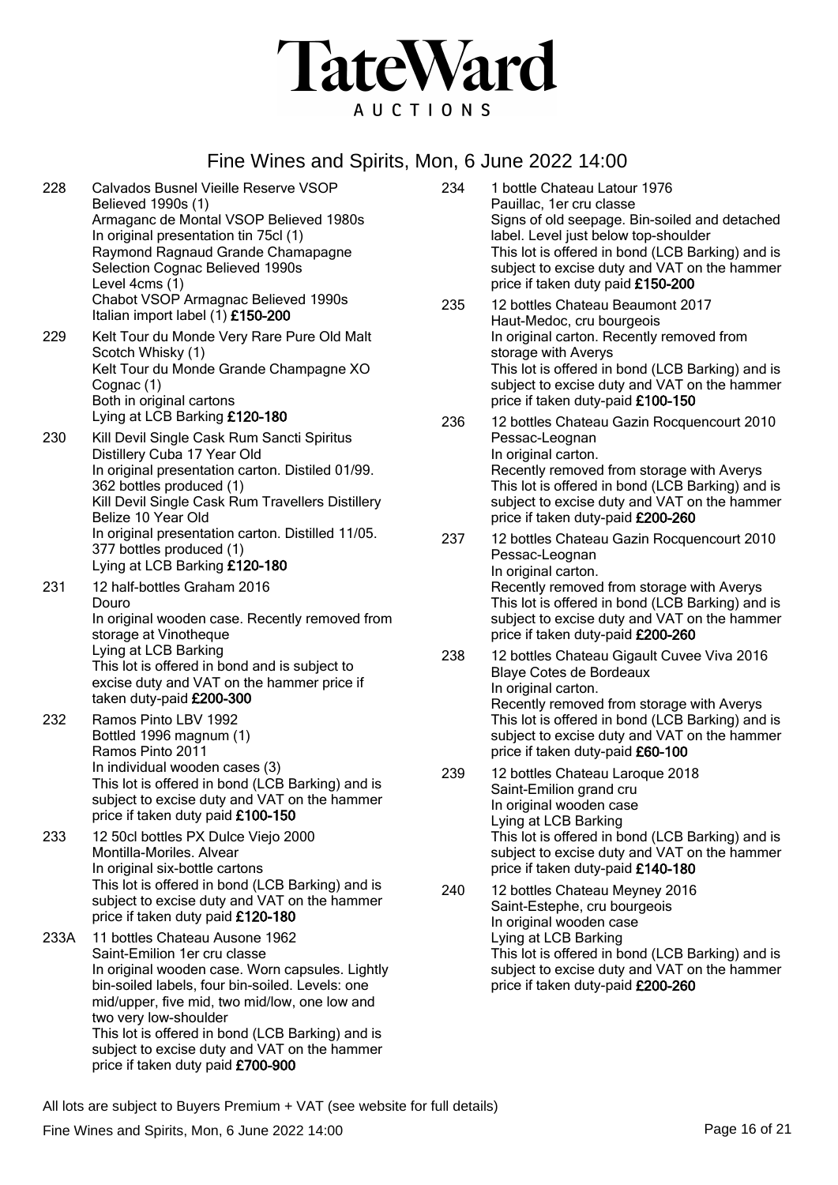# TateWard

AUCTIONS

## Fine Wines and Spirits, Mon, 6 June 2022 14:00

**228** Calvados Busnel Vieille Reserve VSOP
Believed 1990s (1)
Armaganc de Montal VSOP Believed 1980s
In original presentation tin 75cl (1)
Raymond Ragnaud Grande Chamapagne Selection Cognac Believed 1990s
Level 4cms (1)
Chabot VSOP Armagnac Believed 1990s
Italian import label (1) **£150-200**

**229** Kelt Tour du Monde Very Rare Pure Old Malt Scotch Whisky (1)
Kelt Tour du Monde Grande Champagne XO Cognac (1)
Both in original cartons
Lying at LCB Barking **£120-180**

**230** Kill Devil Single Cask Rum Sancti Spiritus Distillery Cuba 17 Year Old
In original presentation carton. Distiled 01/99. 362 bottles produced (1)
Kill Devil Single Cask Rum Travellers Distillery Belize 10 Year Old
In original presentation carton. Distilled 11/05. 377 bottles produced (1)
Lying at LCB Barking **£120-180**

**231** 12 half-bottles Graham 2016
Douro
In original wooden case. Recently removed from storage at Vinotheque
Lying at LCB Barking
This lot is offered in bond and is subject to excise duty and VAT on the hammer price if taken duty-paid **£200-300**

**232** Ramos Pinto LBV 1992
Bottled 1996 magnum (1)
Ramos Pinto 2011
In individual wooden cases (3)
This lot is offered in bond (LCB Barking) and is subject to excise duty and VAT on the hammer price if taken duty paid **£100-150**

**233** 12 50cl bottles PX Dulce Viejo 2000
Montilla-Moriles. Alvear
In original six-bottle cartons
This lot is offered in bond (LCB Barking) and is subject to excise duty and VAT on the hammer price if taken duty paid **£120-180**

**233A** 11 bottles Chateau Ausone 1962
Saint-Emilion 1er cru classe
In original wooden case. Worn capsules. Lightly bin-soiled labels, four bin-soiled. Levels: one mid/upper, five mid, two mid/low, one low and two very low-shoulder
This lot is offered in bond (LCB Barking) and is subject to excise duty and VAT on the hammer price if taken duty paid **£700-900**

**234** 1 bottle Chateau Latour 1976
Pauillac, 1er cru classe
Signs of old seepage. Bin-soiled and detached label. Level just below top-shoulder
This lot is offered in bond (LCB Barking) and is subject to excise duty and VAT on the hammer price if taken duty paid **£150-200**

**235** 12 bottles Chateau Beaumont 2017
Haut-Medoc, cru bourgeois
In original carton. Recently removed from storage with Averys
This lot is offered in bond (LCB Barking) and is subject to excise duty and VAT on the hammer price if taken duty-paid **£100-150**

**236** 12 bottles Chateau Gazin Rocquencourt 2010
Pessac-Leognan
In original carton.
Recently removed from storage with Averys
This lot is offered in bond (LCB Barking) and is subject to excise duty and VAT on the hammer price if taken duty-paid **£200-260**

**237** 12 bottles Chateau Gazin Rocquencourt 2010
Pessac-Leognan
In original carton.
Recently removed from storage with Averys
This lot is offered in bond (LCB Barking) and is subject to excise duty and VAT on the hammer price if taken duty-paid **£200-260**

**238** 12 bottles Chateau Gigault Cuvee Viva 2016
Blaye Cotes de Bordeaux
In original carton.
Recently removed from storage with Averys
This lot is offered in bond (LCB Barking) and is subject to excise duty and VAT on the hammer price if taken duty-paid **£60-100**

**239** 12 bottles Chateau Laroque 2018
Saint-Emilion grand cru
In original wooden case
Lying at LCB Barking
This lot is offered in bond (LCB Barking) and is subject to excise duty and VAT on the hammer price if taken duty-paid **£140-180**

**240** 12 bottles Chateau Meyney 2016
Saint-Estephe, cru bourgeois
In original wooden case
Lying at LCB Barking
This lot is offered in bond (LCB Barking) and is subject to excise duty and VAT on the hammer price if taken duty-paid **£200-260**

All lots are subject to Buyers Premium + VAT (see website for full details)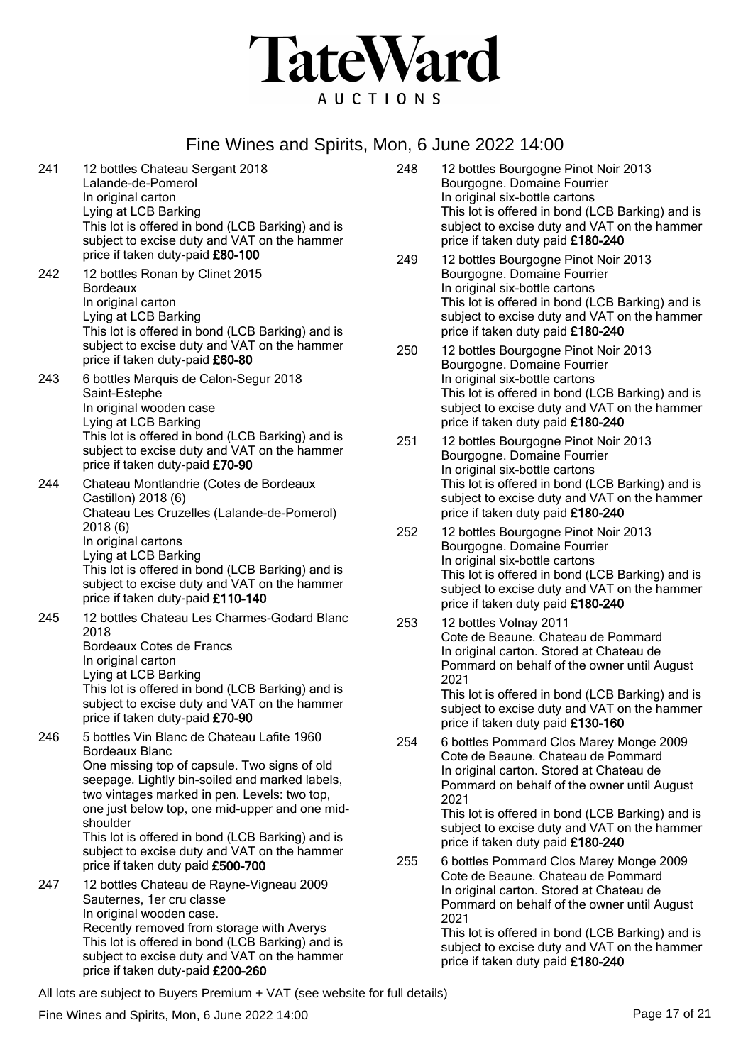# TateWard

AUCTIONS

## Fine Wines and Spirits, Mon, 6 June 2022 14:00

**241** 12 bottles Chateau Sergant 2018
Lalande-de-Pomerol
In original carton
Lying at LCB Barking
This lot is offered in bond (LCB Barking) and is subject to excise duty and VAT on the hammer price if taken duty-paid **£80-100**

**242** 12 bottles Ronan by Clinet 2015
Bordeaux
In original carton
Lying at LCB Barking
This lot is offered in bond (LCB Barking) and is subject to excise duty and VAT on the hammer price if taken duty-paid **£60-80**

**243** 6 bottles Marquis de Calon-Segur 2018
Saint-Estephe
In original wooden case
Lying at LCB Barking
This lot is offered in bond (LCB Barking) and is subject to excise duty and VAT on the hammer price if taken duty-paid **£70-90**

**244** Chateau Montlandrie (Cotes de Bordeaux Castillon) 2018 (6)
Chateau Les Cruzelles (Lalande-de-Pomerol) 2018 (6)
In original cartons
Lying at LCB Barking
This lot is offered in bond (LCB Barking) and is subject to excise duty and VAT on the hammer price if taken duty-paid **£110-140**

**245** 12 bottles Chateau Les Charmes-Godard Blanc 2018
Bordeaux Cotes de Francs
In original carton
Lying at LCB Barking
This lot is offered in bond (LCB Barking) and is subject to excise duty and VAT on the hammer price if taken duty-paid **£70-90**

**246** 5 bottles Vin Blanc de Chateau Lafite 1960
Bordeaux Blanc
One missing top of capsule. Two signs of old seepage. Lightly bin-soiled and marked labels, two vintages marked in pen. Levels: two top, one just below top, one mid-upper and one mid-shoulder
This lot is offered in bond (LCB Barking) and is subject to excise duty and VAT on the hammer price if taken duty paid **£500-700**

**247** 12 bottles Chateau de Rayne-Vigneau 2009
Sauternes, 1er cru classe
In original wooden case.
Recently removed from storage with Averys
This lot is offered in bond (LCB Barking) and is subject to excise duty and VAT on the hammer price if taken duty-paid **£200-260**

**248** 12 bottles Bourgogne Pinot Noir 2013
Bourgogne. Domaine Fourrier
In original six-bottle cartons
This lot is offered in bond (LCB Barking) and is subject to excise duty and VAT on the hammer price if taken duty paid **£180-240**

**249** 12 bottles Bourgogne Pinot Noir 2013
Bourgogne. Domaine Fourrier
In original six-bottle cartons
This lot is offered in bond (LCB Barking) and is subject to excise duty and VAT on the hammer price if taken duty paid **£180-240**

**250** 12 bottles Bourgogne Pinot Noir 2013
Bourgogne. Domaine Fourrier
In original six-bottle cartons
This lot is offered in bond (LCB Barking) and is subject to excise duty and VAT on the hammer price if taken duty paid **£180-240**

**251** 12 bottles Bourgogne Pinot Noir 2013
Bourgogne. Domaine Fourrier
In original six-bottle cartons
This lot is offered in bond (LCB Barking) and is subject to excise duty and VAT on the hammer price if taken duty paid **£180-240**

**252** 12 bottles Bourgogne Pinot Noir 2013
Bourgogne. Domaine Fourrier
In original six-bottle cartons
This lot is offered in bond (LCB Barking) and is subject to excise duty and VAT on the hammer price if taken duty paid **£180-240**

**253** 12 bottles Volnay 2011
Cote de Beaune. Chateau de Pommard
In original carton. Stored at Chateau de Pommard on behalf of the owner until August 2021
This lot is offered in bond (LCB Barking) and is subject to excise duty and VAT on the hammer price if taken duty paid **£130-160**

**254** 6 bottles Pommard Clos Marey Monge 2009
Cote de Beaune. Chateau de Pommard
In original carton. Stored at Chateau de Pommard on behalf of the owner until August 2021
This lot is offered in bond (LCB Barking) and is subject to excise duty and VAT on the hammer price if taken duty paid **£180-240**

**255** 6 bottles Pommard Clos Marey Monge 2009
Cote de Beaune. Chateau de Pommard
In original carton. Stored at Chateau de Pommard on behalf of the owner until August 2021
This lot is offered in bond (LCB Barking) and is subject to excise duty and VAT on the hammer price if taken duty paid **£180-240**

All lots are subject to Buyers Premium + VAT (see website for full details)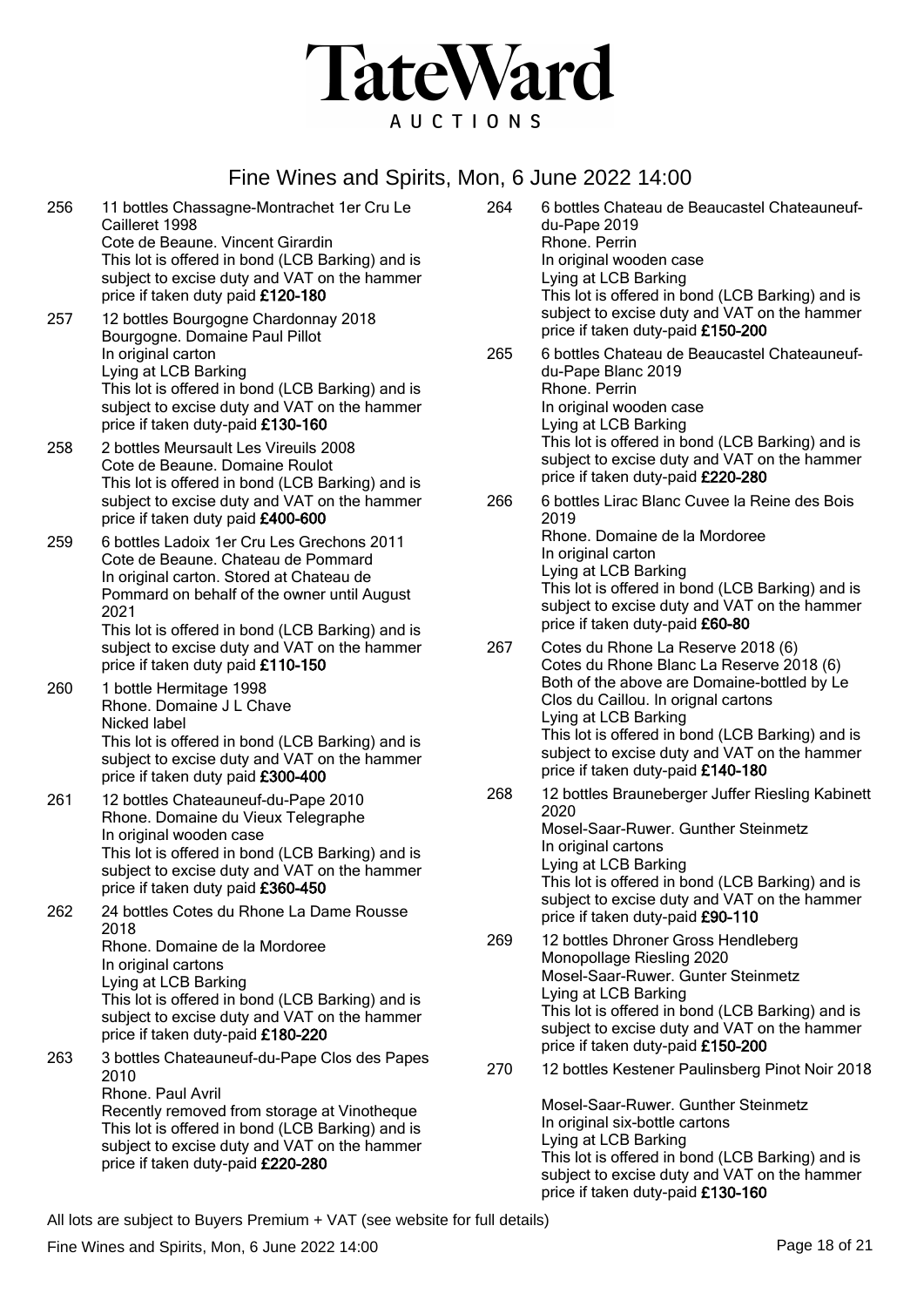# TateWard

AUCTIONS

## Fine Wines and Spirits, Mon, 6 June 2022 14:00

**256** 11 bottles Chassagne-Montrachet 1er Cru Le Cailleret 1998
Cote de Beaune. Vincent Girardin
This lot is offered in bond (LCB Barking) and is subject to excise duty and VAT on the hammer price if taken duty paid **£120-180**

**257** 12 bottles Bourgogne Chardonnay 2018
Bourgogne. Domaine Paul Pillot
In original carton
Lying at LCB Barking
This lot is offered in bond (LCB Barking) and is subject to excise duty and VAT on the hammer price if taken duty-paid **£130-160**

**258** 2 bottles Meursault Les Vireuils 2008
Cote de Beaune. Domaine Roulot
This lot is offered in bond (LCB Barking) and is subject to excise duty and VAT on the hammer price if taken duty paid **£400-600**

**259** 6 bottles Ladoix 1er Cru Les Grechons 2011
Cote de Beaune. Chateau de Pommard
In original carton. Stored at Chateau de Pommard on behalf of the owner until August 2021
This lot is offered in bond (LCB Barking) and is subject to excise duty and VAT on the hammer price if taken duty paid **£110-150**

**260** 1 bottle Hermitage 1998
Rhone. Domaine J L Chave
Nicked label
This lot is offered in bond (LCB Barking) and is subject to excise duty and VAT on the hammer price if taken duty paid **£300-400**

**261** 12 bottles Chateauneuf-du-Pape 2010
Rhone. Domaine du Vieux Telegraphe
In original wooden case
This lot is offered in bond (LCB Barking) and is subject to excise duty and VAT on the hammer price if taken duty paid **£360-450**

**262** 24 bottles Cotes du Rhone La Dame Rousse 2018
Rhone. Domaine de la Mordoree
In original cartons
Lying at LCB Barking
This lot is offered in bond (LCB Barking) and is subject to excise duty and VAT on the hammer price if taken duty-paid **£180-220**

**263** 3 bottles Chateauneuf-du-Pape Clos des Papes 2010
Rhone. Paul Avril
Recently removed from storage at Vinotheque
This lot is offered in bond (LCB Barking) and is subject to excise duty and VAT on the hammer price if taken duty-paid **£220-280**

**264** 6 bottles Chateau de Beaucastel Chateauneuf-du-Pape 2019
Rhone. Perrin
In original wooden case
Lying at LCB Barking
This lot is offered in bond (LCB Barking) and is subject to excise duty and VAT on the hammer price if taken duty-paid **£150-200**

**265** 6 bottles Chateau de Beaucastel Chateauneuf-du-Pape Blanc 2019
Rhone. Perrin
In original wooden case
Lying at LCB Barking
This lot is offered in bond (LCB Barking) and is subject to excise duty and VAT on the hammer price if taken duty-paid **£220-280**

**266** 6 bottles Lirac Blanc Cuvee la Reine des Bois 2019
Rhone. Domaine de la Mordoree
In original carton
Lying at LCB Barking
This lot is offered in bond (LCB Barking) and is subject to excise duty and VAT on the hammer price if taken duty-paid **£60-80**

**267** Cotes du Rhone La Reserve 2018 (6)
Cotes du Rhone Blanc La Reserve 2018 (6)
Both of the above are Domaine-bottled by Le Clos du Caillou. In orignal cartons
Lying at LCB Barking
This lot is offered in bond (LCB Barking) and is subject to excise duty and VAT on the hammer price if taken duty-paid **£140-180**

**268** 12 bottles Brauneberger Juffer Riesling Kabinett 2020
Mosel-Saar-Ruwer. Gunther Steinmetz
In original cartons
Lying at LCB Barking
This lot is offered in bond (LCB Barking) and is subject to excise duty and VAT on the hammer price if taken duty-paid **£90-110**

**269** 12 bottles Dhroner Gross Hendleberg Monopollage Riesling 2020
Mosel-Saar-Ruwer. Gunter Steinmetz
Lying at LCB Barking
This lot is offered in bond (LCB Barking) and is subject to excise duty and VAT on the hammer price if taken duty-paid **£150-200**

**270** 12 bottles Kestener Paulinsberg Pinot Noir 2018
Mosel-Saar-Ruwer. Gunther Steinmetz
In original six-bottle cartons
Lying at LCB Barking
This lot is offered in bond (LCB Barking) and is subject to excise duty and VAT on the hammer price if taken duty-paid **£130-160**

All lots are subject to Buyers Premium + VAT (see website for full details)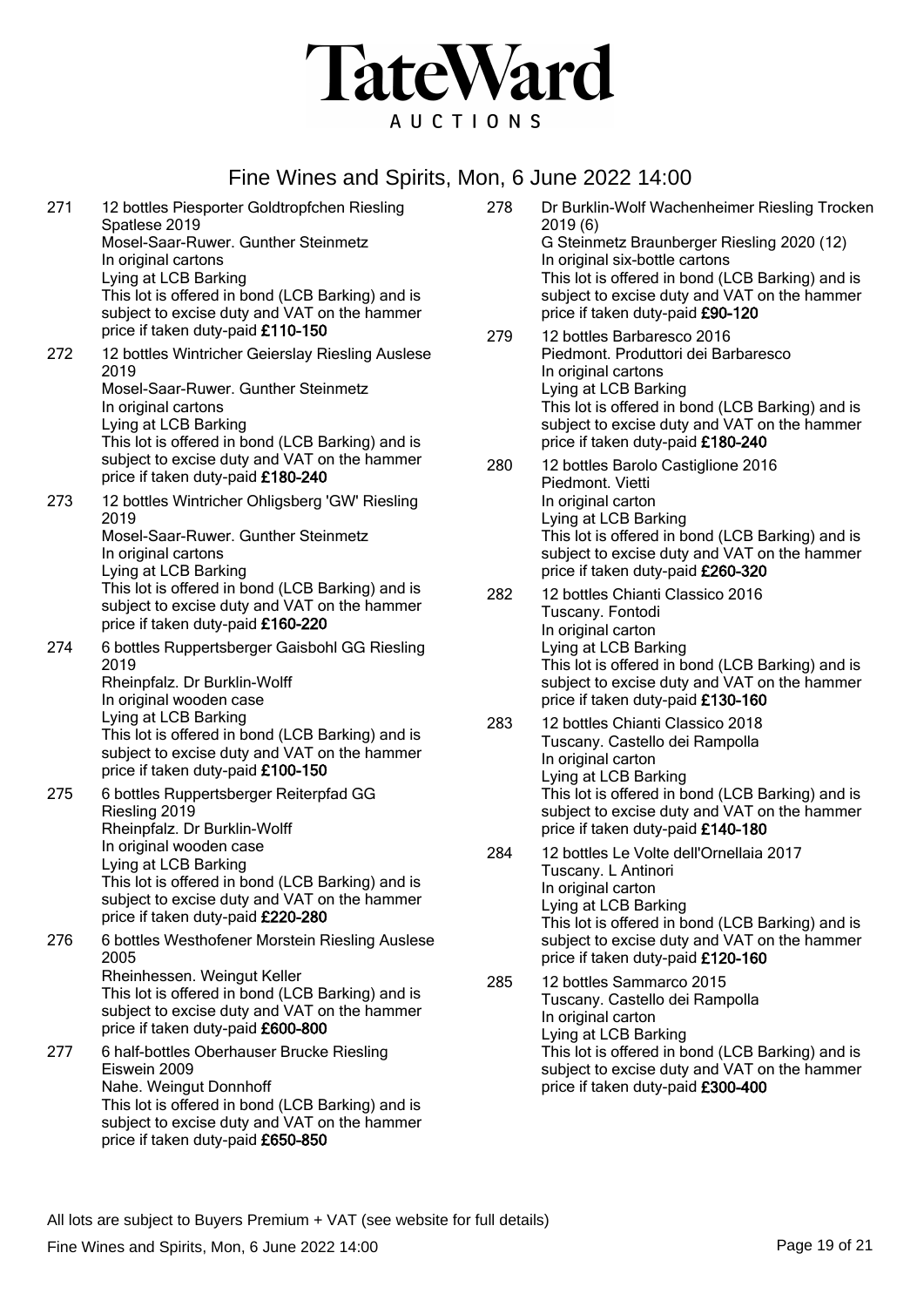# TateWard

AUCTIONS

## Fine Wines and Spirits, Mon, 6 June 2022 14:00

271 12 bottles Piesporter Goldtropfchen Riesling Spatlese 2019
Mosel-Saar-Ruwer. Gunther Steinmetz
In original cartons
Lying at LCB Barking
This lot is offered in bond (LCB Barking) and is subject to excise duty and VAT on the hammer price if taken duty-paid **£110-150**

272 12 bottles Wintricher Geierslay Riesling Auslese 2019
Mosel-Saar-Ruwer. Gunther Steinmetz
In original cartons
Lying at LCB Barking
This lot is offered in bond (LCB Barking) and is subject to excise duty and VAT on the hammer price if taken duty-paid **£180-240**

273 12 bottles Wintricher Ohligsberg 'GW' Riesling 2019
Mosel-Saar-Ruwer. Gunther Steinmetz
In original cartons
Lying at LCB Barking
This lot is offered in bond (LCB Barking) and is subject to excise duty and VAT on the hammer price if taken duty-paid **£160-220**

274 6 bottles Ruppertsberger Gaisbohl GG Riesling 2019
Rheinpfalz. Dr Burklin-Wolff
In original wooden case
Lying at LCB Barking
This lot is offered in bond (LCB Barking) and is subject to excise duty and VAT on the hammer price if taken duty-paid **£100-150**

275 6 bottles Ruppertsberger Reiterpfad GG Riesling 2019
Rheinpfalz. Dr Burklin-Wolff
In original wooden case
Lying at LCB Barking
This lot is offered in bond (LCB Barking) and is subject to excise duty and VAT on the hammer price if taken duty-paid **£220-280**

276 6 bottles Westhofener Morstein Riesling Auslese 2005
Rheinhessen. Weingut Keller
This lot is offered in bond (LCB Barking) and is subject to excise duty and VAT on the hammer price if taken duty-paid **£600-800**

277 6 half-bottles Oberhauser Brucke Riesling Eiswein 2009
Nahe. Weingut Donnhoff
This lot is offered in bond (LCB Barking) and is subject to excise duty and VAT on the hammer price if taken duty-paid **£650-850**

278 Dr Burklin-Wolf Wachenheimer Riesling Trocken 2019 (6)
G Steinmetz Braunberger Riesling 2020 (12)
In original six-bottle cartons
This lot is offered in bond (LCB Barking) and is subject to excise duty and VAT on the hammer price if taken duty-paid **£90-120**

279 12 bottles Barbaresco 2016
Piedmont. Produttori dei Barbaresco
In original cartons
Lying at LCB Barking
This lot is offered in bond (LCB Barking) and is subject to excise duty and VAT on the hammer price if taken duty-paid **£180-240**

280 12 bottles Barolo Castiglione 2016
Piedmont. Vietti
In original carton
Lying at LCB Barking
This lot is offered in bond (LCB Barking) and is subject to excise duty and VAT on the hammer price if taken duty-paid **£260-320**

282 12 bottles Chianti Classico 2016
Tuscany. Fontodi
In original carton
Lying at LCB Barking
This lot is offered in bond (LCB Barking) and is subject to excise duty and VAT on the hammer price if taken duty-paid **£130-160**

283 12 bottles Chianti Classico 2018
Tuscany. Castello dei Rampolla
In original carton
Lying at LCB Barking
This lot is offered in bond (LCB Barking) and is subject to excise duty and VAT on the hammer price if taken duty-paid **£140-180**

284 12 bottles Le Volte dell'Ornellaia 2017
Tuscany. L Antinori
In original carton
Lying at LCB Barking
This lot is offered in bond (LCB Barking) and is subject to excise duty and VAT on the hammer price if taken duty-paid **£120-160**

285 12 bottles Sammarco 2015
Tuscany. Castello dei Rampolla
In original carton
Lying at LCB Barking
This lot is offered in bond (LCB Barking) and is subject to excise duty and VAT on the hammer price if taken duty-paid **£300-400**

All lots are subject to Buyers Premium + VAT (see website for full details)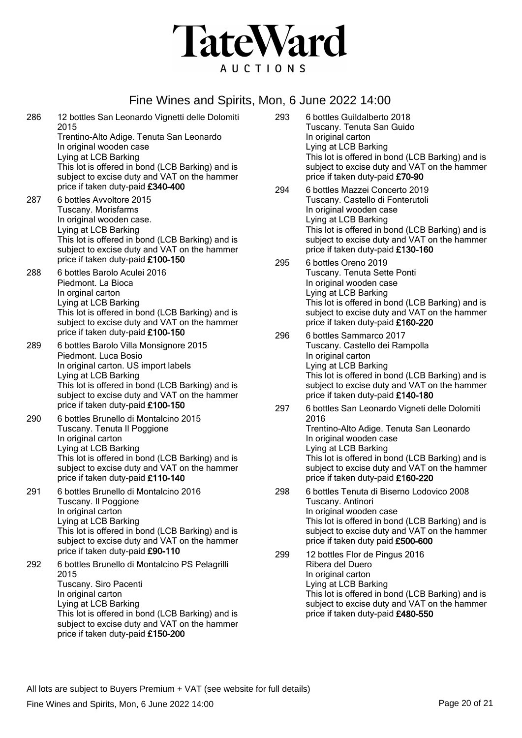# TateWard

AUCTIONS

## Fine Wines and Spirits, Mon, 6 June 2022 14:00

286 12 bottles San Leonardo Vignetti delle Dolomiti 2015
Trentino-Alto Adige. Tenuta San Leonardo
In original wooden case
Lying at LCB Barking
This lot is offered in bond (LCB Barking) and is subject to excise duty and VAT on the hammer price if taken duty-paid **£340-400**

287 6 bottles Avvoltore 2015
Tuscany. Morisfarms
In original wooden case.
Lying at LCB Barking
This lot is offered in bond (LCB Barking) and is subject to excise duty and VAT on the hammer price if taken duty-paid **£100-150**

288 6 bottles Barolo Aculei 2016
Piedmont. La Bioca
In orginal carton
Lying at LCB Barking
This lot is offered in bond (LCB Barking) and is subject to excise duty and VAT on the hammer price if taken duty-paid **£100-150**

289 6 bottles Barolo Villa Monsignore 2015
Piedmont. Luca Bosio
In original carton. US import labels
Lying at LCB Barking
This lot is offered in bond (LCB Barking) and is subject to excise duty and VAT on the hammer price if taken duty-paid **£100-150**

290 6 bottles Brunello di Montalcino 2015
Tuscany. Tenuta Il Poggione
In original carton
Lying at LCB Barking
This lot is offered in bond (LCB Barking) and is subject to excise duty and VAT on the hammer price if taken duty-paid **£110-140**

291 6 bottles Brunello di Montalcino 2016
Tuscany. Il Poggione
In original carton
Lying at LCB Barking
This lot is offered in bond (LCB Barking) and is subject to excise duty and VAT on the hammer price if taken duty-paid **£90-110**

292 6 bottles Brunello di Montalcino PS Pelagrilli 2015
Tuscany. Siro Pacenti
In original carton
Lying at LCB Barking
This lot is offered in bond (LCB Barking) and is subject to excise duty and VAT on the hammer price if taken duty-paid **£150-200**

293 6 bottles Guildalberto 2018
Tuscany. Tenuta San Guido
In original carton
Lying at LCB Barking
This lot is offered in bond (LCB Barking) and is subject to excise duty and VAT on the hammer price if taken duty-paid **£70-90**

294 6 bottles Mazzei Concerto 2019
Tuscany. Castello di Fonterutoli
In original wooden case
Lying at LCB Barking
This lot is offered in bond (LCB Barking) and is subject to excise duty and VAT on the hammer price if taken duty-paid **£130-160**

295 6 bottles Oreno 2019
Tuscany. Tenuta Sette Ponti
In original wooden case
Lying at LCB Barking
This lot is offered in bond (LCB Barking) and is subject to excise duty and VAT on the hammer price if taken duty-paid **£160-220**

296 6 bottles Sammarco 2017
Tuscany. Castello dei Rampolla
In original carton
Lying at LCB Barking
This lot is offered in bond (LCB Barking) and is subject to excise duty and VAT on the hammer price if taken duty-paid **£140-180**

297 6 bottles San Leonardo Vigneti delle Dolomiti 2016
Trentino-Alto Adige. Tenuta San Leonardo
In original wooden case
Lying at LCB Barking
This lot is offered in bond (LCB Barking) and is subject to excise duty and VAT on the hammer price if taken duty-paid **£160-220**

298 6 bottles Tenuta di Biserno Lodovico 2008
Tuscany. Antinori
In original wooden case
This lot is offered in bond (LCB Barking) and is subject to excise duty and VAT on the hammer price if taken duty paid **£500-600**

299 12 bottles Flor de Pingus 2016
Ribera del Duero
In original carton
Lying at LCB Barking
This lot is offered in bond (LCB Barking) and is subject to excise duty and VAT on the hammer price if taken duty-paid **£480-550**

All lots are subject to Buyers Premium + VAT (see website for full details)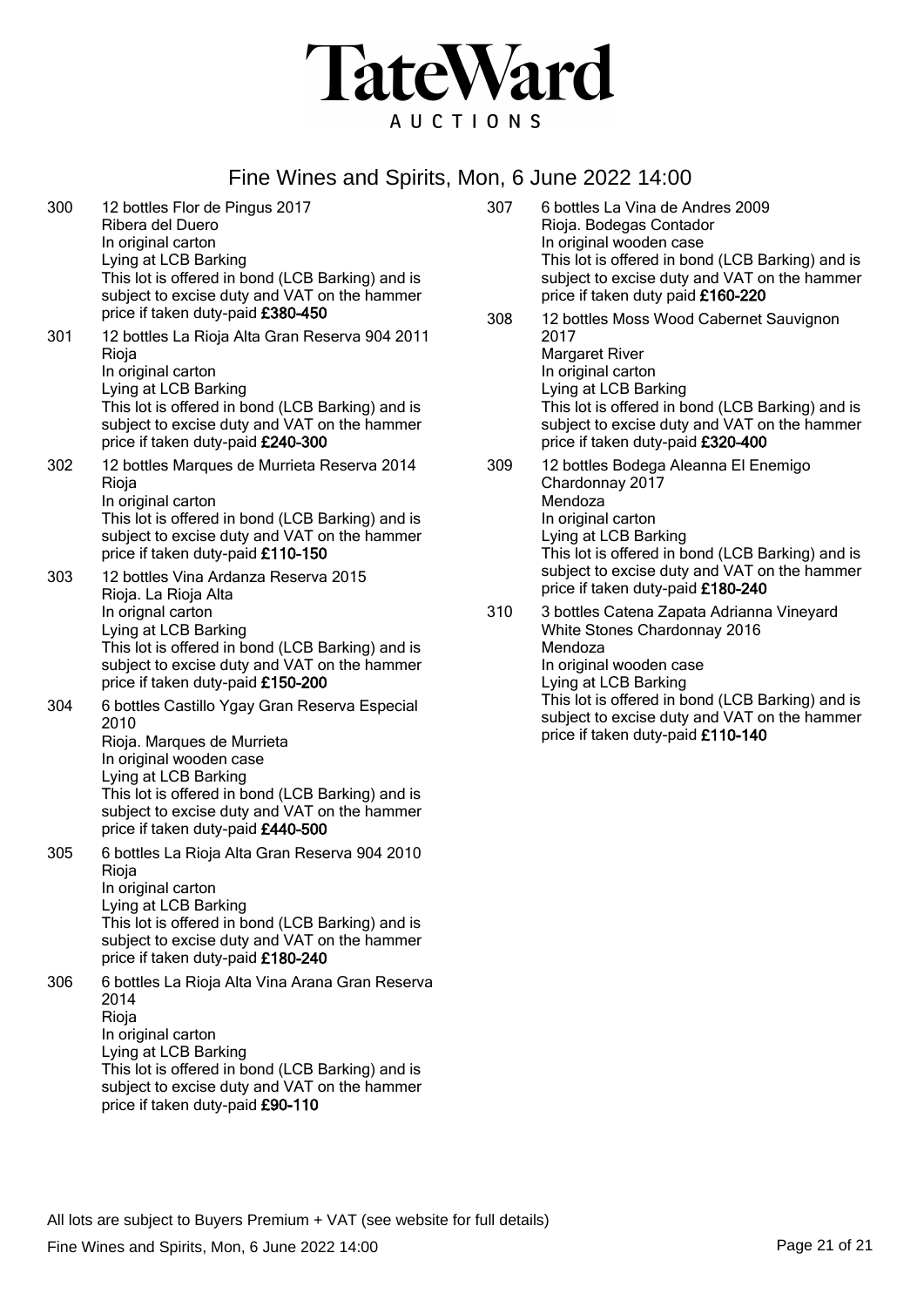# TateWard

AUCTIONS

## Fine Wines and Spirits, Mon, 6 June 2022 14:00

300 12 bottles Flor de Pingus 2017
Ribera del Duero
In original carton
Lying at LCB Barking
This lot is offered in bond (LCB Barking) and is subject to excise duty and VAT on the hammer price if taken duty-paid **£380-450**

301 12 bottles La Rioja Alta Gran Reserva 904 2011
Rioja
In original carton
Lying at LCB Barking
This lot is offered in bond (LCB Barking) and is subject to excise duty and VAT on the hammer price if taken duty-paid **£240-300**

302 12 bottles Marques de Murrieta Reserva 2014
Rioja
In original carton
This lot is offered in bond (LCB Barking) and is subject to excise duty and VAT on the hammer price if taken duty-paid **£110-150**

303 12 bottles Vina Ardanza Reserva 2015
Rioja. La Rioja Alta
In orignal carton
Lying at LCB Barking
This lot is offered in bond (LCB Barking) and is subject to excise duty and VAT on the hammer price if taken duty-paid **£150-200**

304 6 bottles Castillo Ygay Gran Reserva Especial 2010
Rioja. Marques de Murrieta
In original wooden case
Lying at LCB Barking
This lot is offered in bond (LCB Barking) and is subject to excise duty and VAT on the hammer price if taken duty-paid **£440-500**

305 6 bottles La Rioja Alta Gran Reserva 904 2010
Rioja
In original carton
Lying at LCB Barking
This lot is offered in bond (LCB Barking) and is subject to excise duty and VAT on the hammer price if taken duty-paid **£180-240**

306 6 bottles La Rioja Alta Vina Arana Gran Reserva 2014
Rioja
In original carton
Lying at LCB Barking
This lot is offered in bond (LCB Barking) and is subject to excise duty and VAT on the hammer price if taken duty-paid **£90-110**

307 6 bottles La Vina de Andres 2009
Rioja. Bodegas Contador
In original wooden case
This lot is offered in bond (LCB Barking) and is subject to excise duty and VAT on the hammer price if taken duty paid **£160-220**

308 12 bottles Moss Wood Cabernet Sauvignon 2017
Margaret River
In original carton
Lying at LCB Barking
This lot is offered in bond (LCB Barking) and is subject to excise duty and VAT on the hammer price if taken duty-paid **£320-400**

309 12 bottles Bodega Aleanna El Enemigo Chardonnay 2017
Mendoza
In original carton
Lying at LCB Barking
This lot is offered in bond (LCB Barking) and is subject to excise duty and VAT on the hammer price if taken duty-paid **£180-240**

310 3 bottles Catena Zapata Adrianna Vineyard White Stones Chardonnay 2016
Mendoza
In original wooden case
Lying at LCB Barking
This lot is offered in bond (LCB Barking) and is subject to excise duty and VAT on the hammer price if taken duty-paid **£110-140**

All lots are subject to Buyers Premium + VAT (see website for full details)